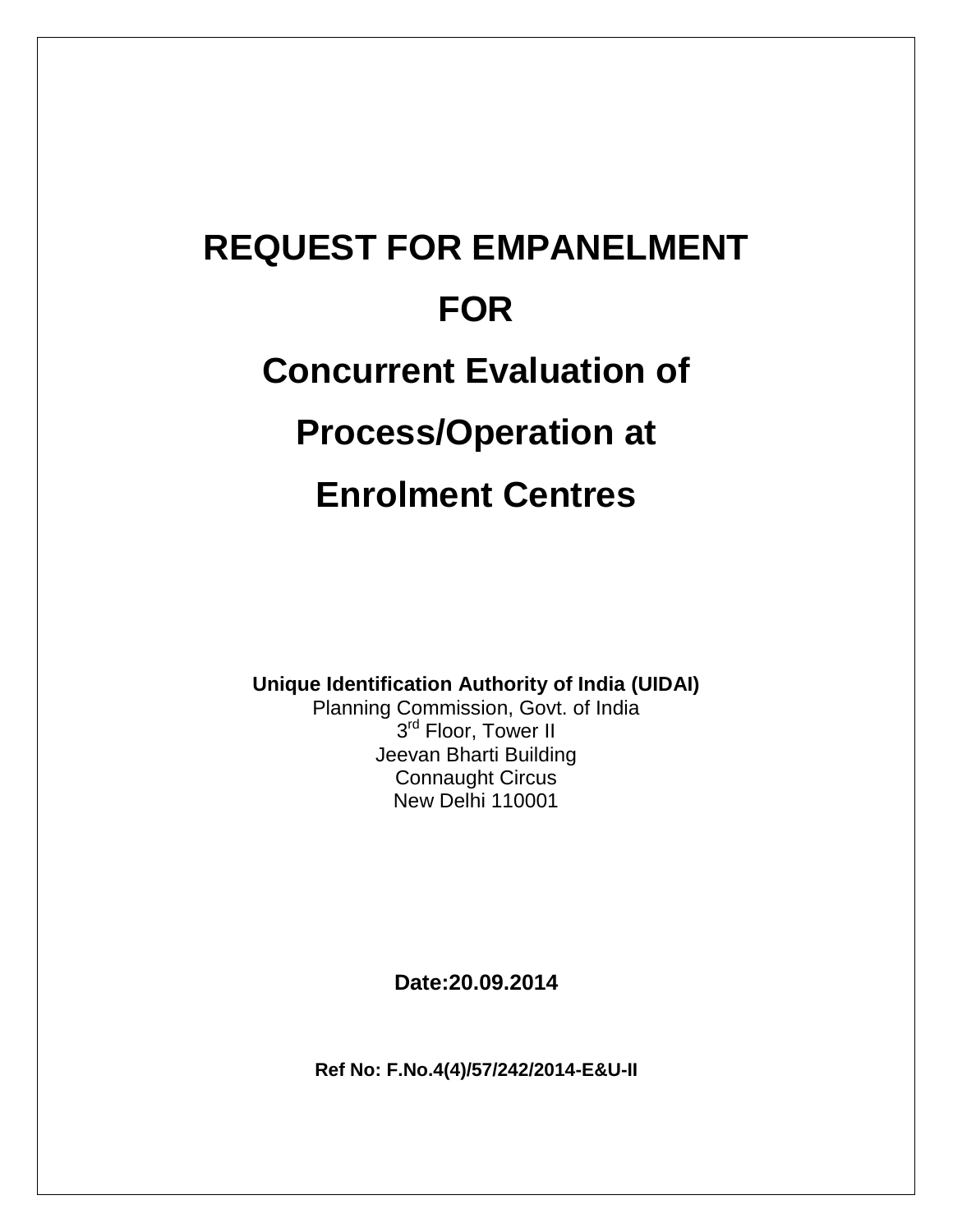# REQUEST FOR EMPANELMENT

# FOR

# Concurrent Evaluation of

# Process/Operation at

# Enrolment Centres

**Unique Identification Authority of India (UIDAI)**
Planning Commission, Govt. of India
3rd Floor, Tower II
Jeevan Bharti Building
Connaught Circus
New Delhi 110001

**Date:20.09.2014**

**Ref No: F.No.4(4)/57/242/2014-E&U-II**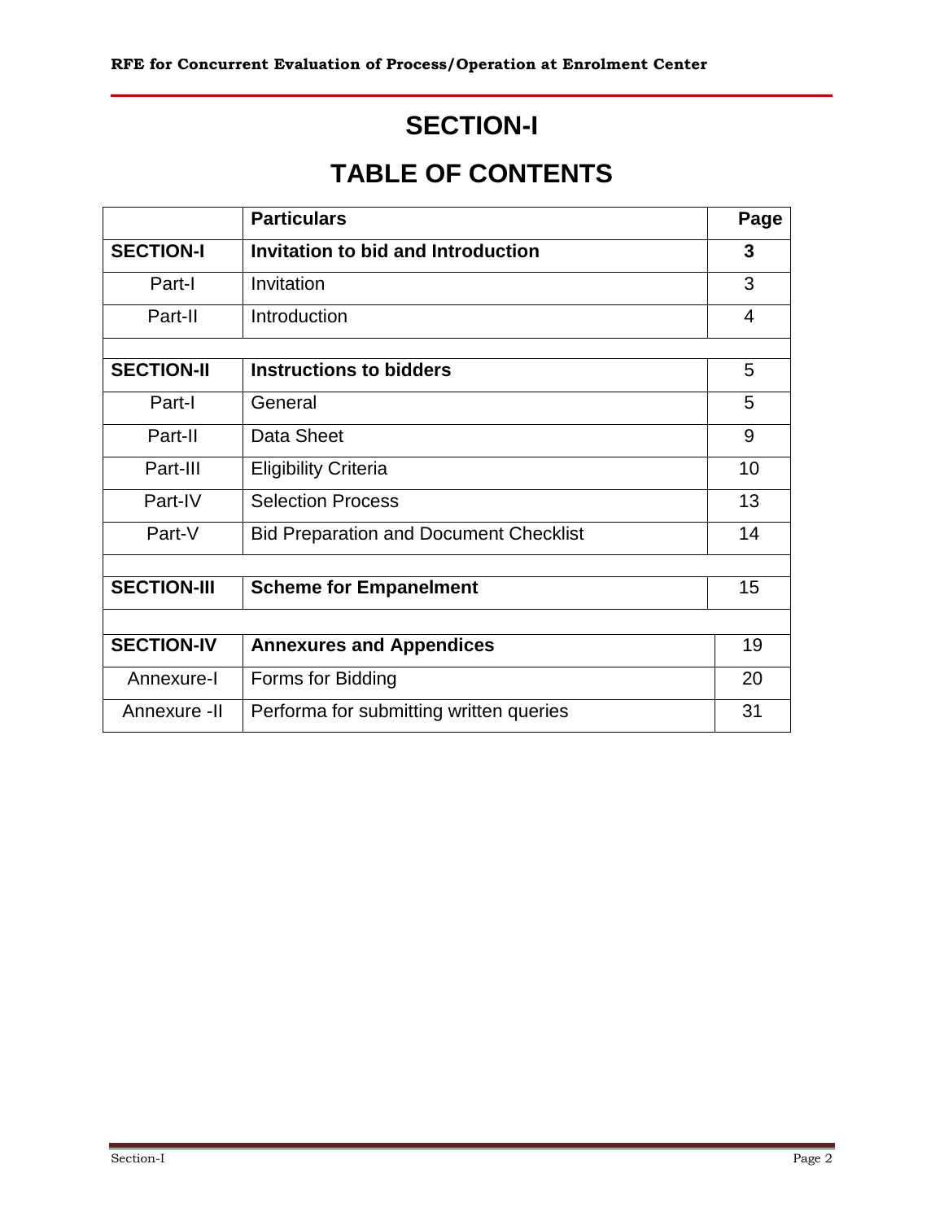# SECTION-I

# TABLE OF CONTENTS

| | Particulars | Page |
|---|---|---|
| **SECTION-I** | **Invitation to bid and Introduction** | **3** |
| Part-I | Invitation | 3 |
| Part-II | Introduction | 4 |
| | | |
| **SECTION-II** | **Instructions to bidders** | 5 |
| Part-I | General | 5 |
| Part-II | Data Sheet | 9 |
| Part-III | Eligibility Criteria | 10 |
| Part-IV | Selection Process | 13 |
| Part-V | Bid Preparation and Document Checklist | 14 |
| | | |
| **SECTION-III** | **Scheme for Empanelment** | 15 |
| | | |
| **SECTION-IV** | **Annexures and Appendices** | 19 |
| Annexure-I | Forms for Bidding | 20 |
| Annexure -II | Performa for submitting written queries | 31 |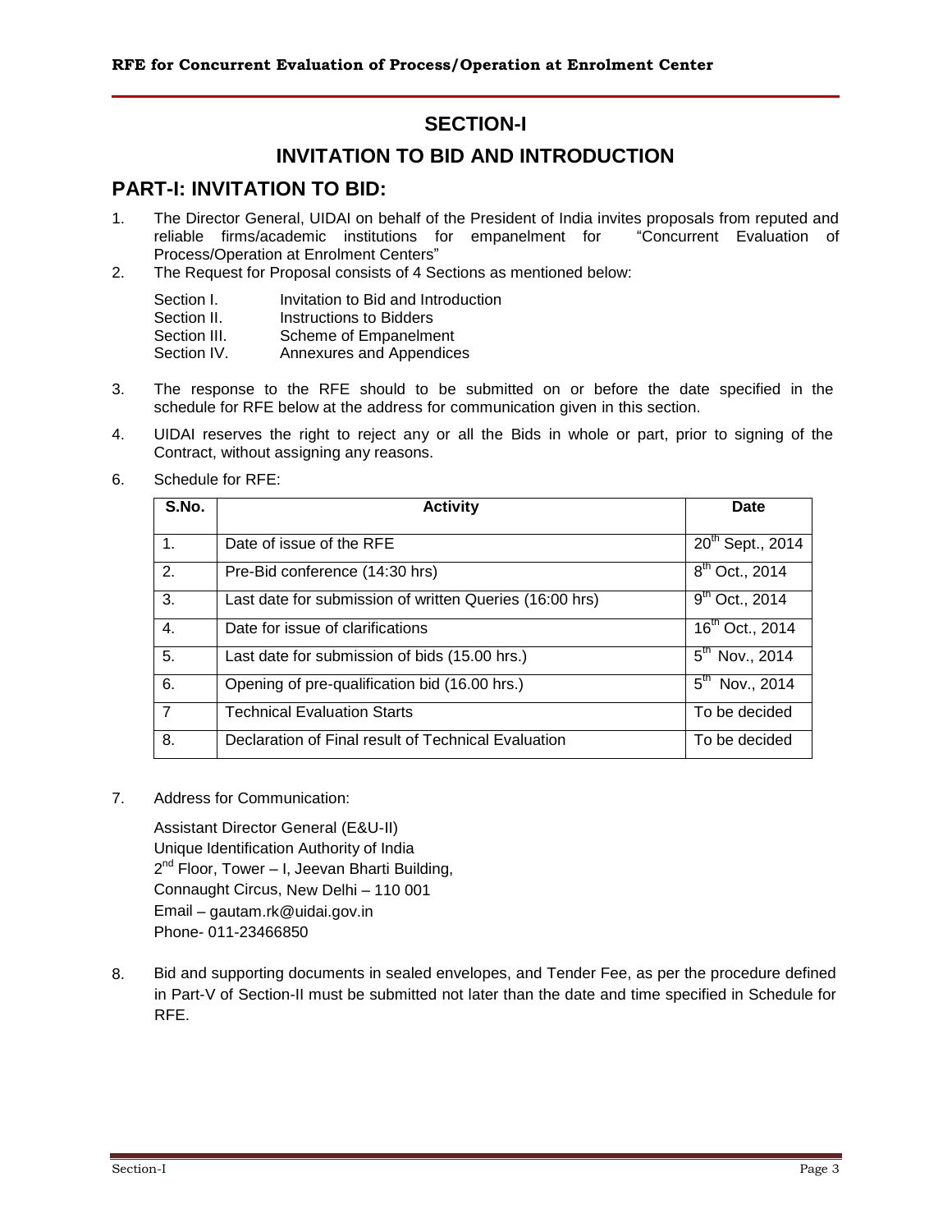# SECTION-I

# INVITATION TO BID AND INTRODUCTION

## PART-I: INVITATION TO BID:

1. The Director General, UIDAI on behalf of the President of India invites proposals from reputed and reliable firms/academic institutions for empanelment for "Concurrent Evaluation of Process/Operation at Enrolment Centers"
2. The Request for Proposal consists of 4 Sections as mentioned below:

   Section I. Invitation to Bid and Introduction
   Section II. Instructions to Bidders
   Section III. Scheme of Empanelment
   Section IV. Annexures and Appendices

3. The response to the RFE should to be submitted on or before the date specified in the schedule for RFE below at the address for communication given in this section.
4. UIDAI reserves the right to reject any or all the Bids in whole or part, prior to signing of the Contract, without assigning any reasons.

6. Schedule for RFE:

| S.No. | Activity | Date |
|---|---|---|
| 1. | Date of issue of the RFE | 20th Sept., 2014 |
| 2. | Pre-Bid conference (14:30 hrs) | 8th Oct., 2014 |
| 3. | Last date for submission of written Queries (16:00 hrs) | 9th Oct., 2014 |
| 4. | Date for issue of clarifications | 16th Oct., 2014 |
| 5. | Last date for submission of bids (15.00 hrs.) | 5th Nov., 2014 |
| 6. | Opening of pre-qualification bid (16.00 hrs.) | 5th Nov., 2014 |
| 7 | Technical Evaluation Starts | To be decided |
| 8. | Declaration of Final result of Technical Evaluation | To be decided |

7. Address for Communication:

   Assistant Director General (E&U-II)
   Unique Identification Authority of India
   2nd Floor, Tower – I, Jeevan Bharti Building,
   Connaught Circus, New Delhi – 110 001
   Email – gautam.rk@uidai.gov.in
   Phone- 011-23466850

8. Bid and supporting documents in sealed envelopes, and Tender Fee, as per the procedure defined in Part-V of Section-II must be submitted not later than the date and time specified in Schedule for RFE.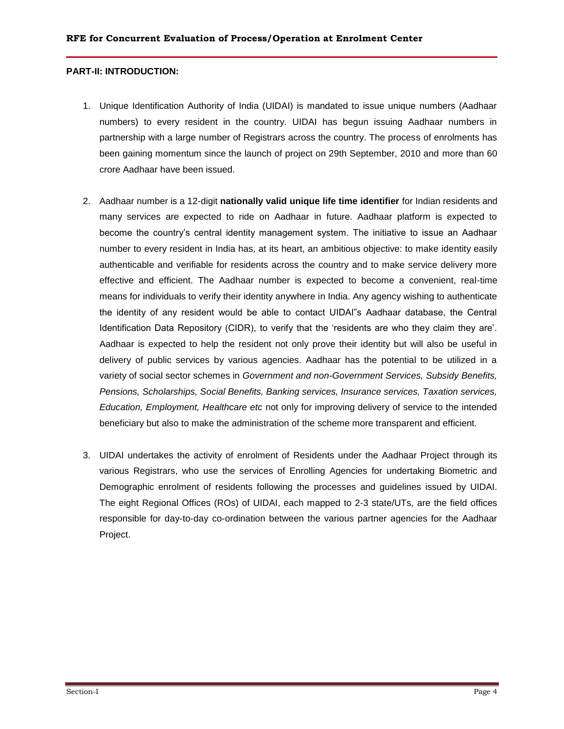**PART-II: INTRODUCTION:**

1. Unique Identification Authority of India (UIDAI) is mandated to issue unique numbers (Aadhaar numbers) to every resident in the country. UIDAI has begun issuing Aadhaar numbers in partnership with a large number of Registrars across the country. The process of enrolments has been gaining momentum since the launch of project on 29th September, 2010 and more than 60 crore Aadhaar have been issued.

2. Aadhaar number is a 12-digit **nationally valid unique life time identifier** for Indian residents and many services are expected to ride on Aadhaar in future. Aadhaar platform is expected to become the country's central identity management system. The initiative to issue an Aadhaar number to every resident in India has, at its heart, an ambitious objective: to make identity easily authenticable and verifiable for residents across the country and to make service delivery more effective and efficient. The Aadhaar number is expected to become a convenient, real-time means for individuals to verify their identity anywhere in India. Any agency wishing to authenticate the identity of any resident would be able to contact UIDAI"s Aadhaar database, the Central Identification Data Repository (CIDR), to verify that the 'residents are who they claim they are'. Aadhaar is expected to help the resident not only prove their identity but will also be useful in delivery of public services by various agencies. Aadhaar has the potential to be utilized in a variety of social sector schemes in *Government and non-Government Services, Subsidy Benefits, Pensions, Scholarships, Social Benefits, Banking services, Insurance services, Taxation services, Education, Employment, Healthcare etc* not only for improving delivery of service to the intended beneficiary but also to make the administration of the scheme more transparent and efficient.

3. UIDAI undertakes the activity of enrolment of Residents under the Aadhaar Project through its various Registrars, who use the services of Enrolling Agencies for undertaking Biometric and Demographic enrolment of residents following the processes and guidelines issued by UIDAI. The eight Regional Offices (ROs) of UIDAI, each mapped to 2-3 state/UTs, are the field offices responsible for day-to-day co-ordination between the various partner agencies for the Aadhaar Project.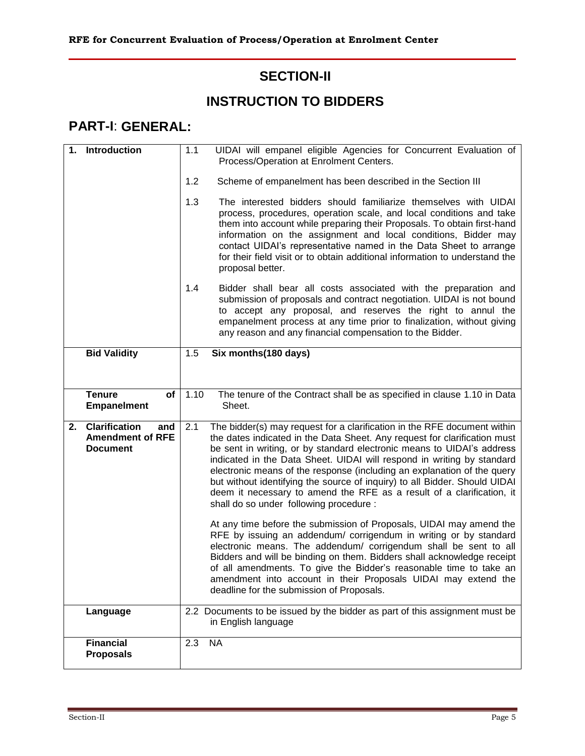## SECTION-II

## INSTRUCTION TO BIDDERS

## PART-I: GENERAL:

| | |
|---|---|
| **1. Introduction** | 1.1 UIDAI will empanel eligible Agencies for Concurrent Evaluation of Process/Operation at Enrolment Centers.<br><br>1.2 Scheme of empanelment has been described in the Section III<br><br>1.3 The interested bidders should familiarize themselves with UIDAI process, procedures, operation scale, and local conditions and take them into account while preparing their Proposals. To obtain first-hand information on the assignment and local conditions, Bidder may contact UIDAI's representative named in the Data Sheet to arrange for their field visit or to obtain additional information to understand the proposal better.<br><br>1.4 Bidder shall bear all costs associated with the preparation and submission of proposals and contract negotiation. UIDAI is not bound to accept any proposal, and reserves the right to annul the empanelment process at any time prior to finalization, without giving any reason and any financial compensation to the Bidder. |
| **Bid Validity** | 1.5 **Six months(180 days)** |
| **Tenure of Empanelment** | 1.10 The tenure of the Contract shall be as specified in clause 1.10 in Data Sheet. |
| **2. Clarification and Amendment of RFE Document** | 2.1 The bidder(s) may request for a clarification in the RFE document within the dates indicated in the Data Sheet. Any request for clarification must be sent in writing, or by standard electronic means to UIDAI's address indicated in the Data Sheet. UIDAI will respond in writing by standard electronic means of the response (including an explanation of the query but without identifying the source of inquiry) to all Bidder. Should UIDAI deem it necessary to amend the RFE as a result of a clarification, it shall do so under following procedure :<br><br>At any time before the submission of Proposals, UIDAI may amend the RFE by issuing an addendum/ corrigendum in writing or by standard electronic means. The addendum/ corrigendum shall be sent to all Bidders and will be binding on them. Bidders shall acknowledge receipt of all amendments. To give the Bidder's reasonable time to take an amendment into account in their Proposals UIDAI may extend the deadline for the submission of Proposals. |
| **Language** | 2.2 Documents to be issued by the bidder as part of this assignment must be in English language |
| **Financial Proposals** | 2.3 NA |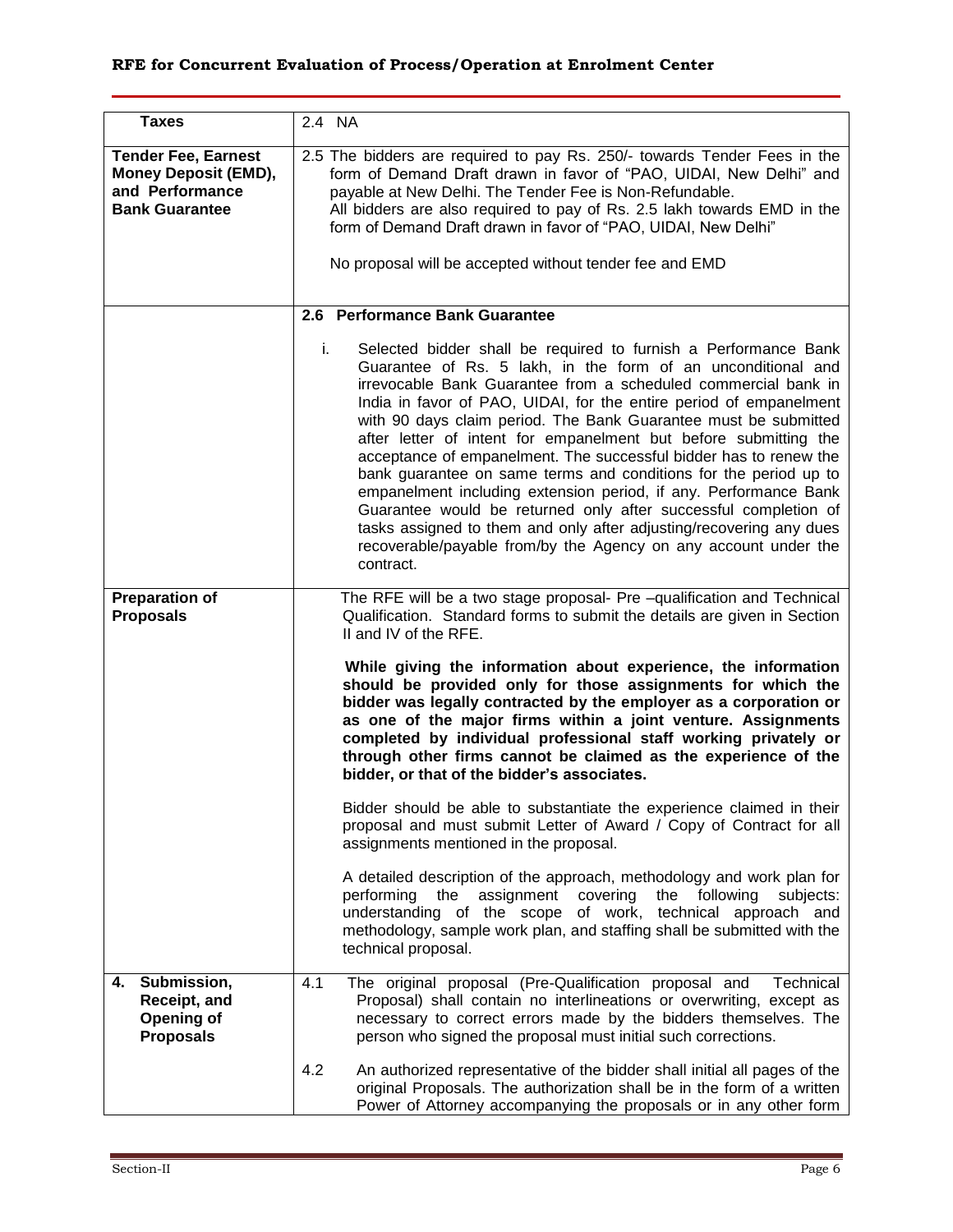| | |
|---|---|
| **Taxes** | 2.4 NA |
| **Tender Fee, Earnest Money Deposit (EMD), and Performance Bank Guarantee** | 2.5 The bidders are required to pay Rs. 250/- towards Tender Fees in the form of Demand Draft drawn in favor of "PAO, UIDAI, New Delhi" and payable at New Delhi. The Tender Fee is Non-Refundable.<br>All bidders are also required to pay of Rs. 2.5 lakh towards EMD in the form of Demand Draft drawn in favor of "PAO, UIDAI, New Delhi"<br><br>No proposal will be accepted without tender fee and EMD |
| | **2.6 Performance Bank Guarantee**<br><br>i. Selected bidder shall be required to furnish a Performance Bank Guarantee of Rs. 5 lakh, in the form of an unconditional and irrevocable Bank Guarantee from a scheduled commercial bank in India in favor of PAO, UIDAI, for the entire period of empanelment with 90 days claim period. The Bank Guarantee must be submitted after letter of intent for empanelment but before submitting the acceptance of empanelment. The successful bidder has to renew the bank guarantee on same terms and conditions for the period up to empanelment including extension period, if any. Performance Bank Guarantee would be returned only after successful completion of tasks assigned to them and only after adjusting/recovering any dues recoverable/payable from/by the Agency on any account under the contract. |
| **Preparation of Proposals** | The RFE will be a two stage proposal- Pre –qualification and Technical Qualification. Standard forms to submit the details are given in Section II and IV of the RFE.<br><br>**While giving the information about experience, the information should be provided only for those assignments for which the bidder was legally contracted by the employer as a corporation or as one of the major firms within a joint venture. Assignments completed by individual professional staff working privately or through other firms cannot be claimed as the experience of the bidder, or that of the bidder's associates.**<br><br>Bidder should be able to substantiate the experience claimed in their proposal and must submit Letter of Award / Copy of Contract for all assignments mentioned in the proposal.<br><br>A detailed description of the approach, methodology and work plan for performing the assignment covering the following subjects: understanding of the scope of work, technical approach and methodology, sample work plan, and staffing shall be submitted with the technical proposal. |
| **4. Submission, Receipt, and Opening of Proposals** | 4.1 The original proposal (Pre-Qualification proposal and Technical Proposal) shall contain no interlineations or overwriting, except as necessary to correct errors made by the bidders themselves. The person who signed the proposal must initial such corrections.<br><br>4.2 An authorized representative of the bidder shall initial all pages of the original Proposals. The authorization shall be in the form of a written Power of Attorney accompanying the proposals or in any other form |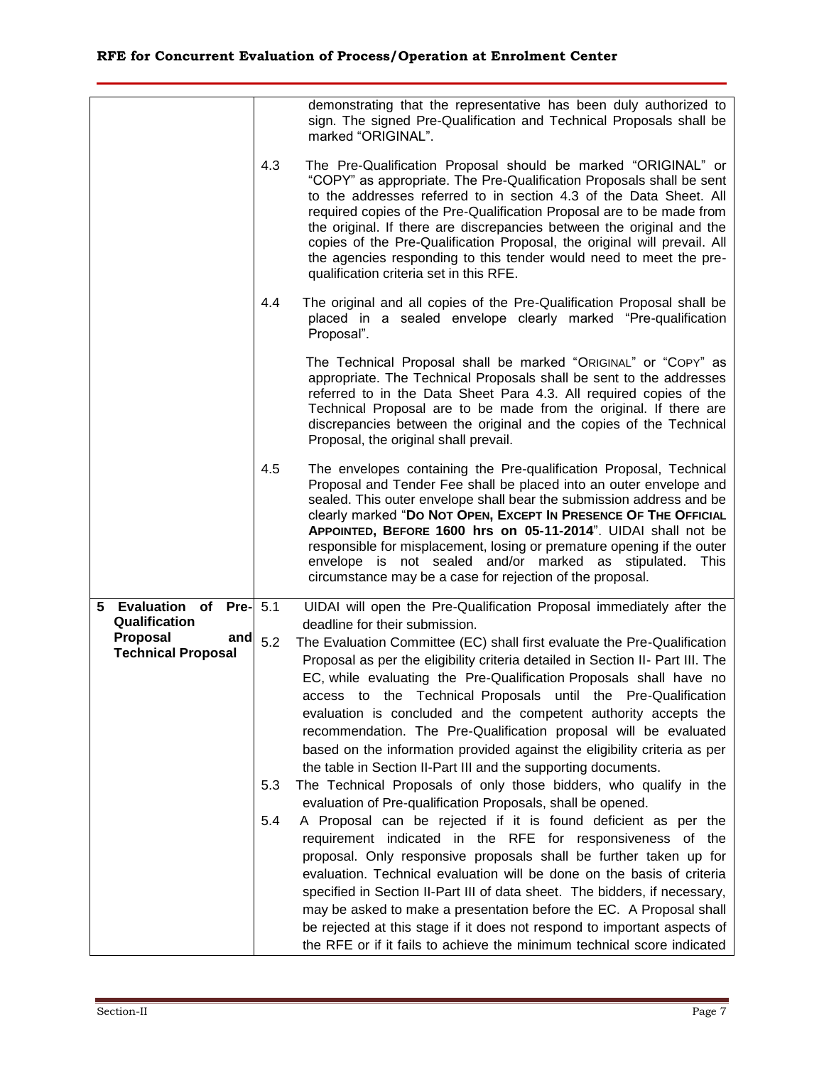| | | |
|---|---|---|
| | | demonstrating that the representative has been duly authorized to sign. The signed Pre-Qualification and Technical Proposals shall be marked "ORIGINAL". |
| | 4.3 | The Pre-Qualification Proposal should be marked "ORIGINAL" or "COPY" as appropriate. The Pre-Qualification Proposals shall be sent to the addresses referred to in section 4.3 of the Data Sheet. All required copies of the Pre-Qualification Proposal are to be made from the original. If there are discrepancies between the original and the copies of the Pre-Qualification Proposal, the original will prevail. All the agencies responding to this tender would need to meet the pre-qualification criteria set in this RFE. |
| | 4.4 | The original and all copies of the Pre-Qualification Proposal shall be placed in a sealed envelope clearly marked "Pre-qualification Proposal".<br><br>The Technical Proposal shall be marked "ORIGINAL" or "COPY" as appropriate. The Technical Proposals shall be sent to the addresses referred to in the Data Sheet Para 4.3. All required copies of the Technical Proposal are to be made from the original. If there are discrepancies between the original and the copies of the Technical Proposal, the original shall prevail. |
| | 4.5 | The envelopes containing the Pre-qualification Proposal, Technical Proposal and Tender Fee shall be placed into an outer envelope and sealed. This outer envelope shall bear the submission address and be clearly marked "**DO NOT OPEN, EXCEPT IN PRESENCE OF THE OFFICIAL APPOINTED, BEFORE 1600 hrs on 05-11-2014**". UIDAI shall not be responsible for misplacement, losing or premature opening if the outer envelope is not sealed and/or marked as stipulated. This circumstance may be a case for rejection of the proposal. |
| **5 Evaluation of Pre-Qualification Proposal and Technical Proposal** | 5.1 | UIDAI will open the Pre-Qualification Proposal immediately after the deadline for their submission. |
| | 5.2 | The Evaluation Committee (EC) shall first evaluate the Pre-Qualification Proposal as per the eligibility criteria detailed in Section II- Part III. The EC, while evaluating the Pre-Qualification Proposals shall have no access to the Technical Proposals until the Pre-Qualification evaluation is concluded and the competent authority accepts the recommendation. The Pre-Qualification proposal will be evaluated based on the information provided against the eligibility criteria as per the table in Section II-Part III and the supporting documents. |
| | 5.3 | The Technical Proposals of only those bidders, who qualify in the evaluation of Pre-qualification Proposals, shall be opened. |
| | 5.4 | A Proposal can be rejected if it is found deficient as per the requirement indicated in the RFE for responsiveness of the proposal. Only responsive proposals shall be further taken up for evaluation. Technical evaluation will be done on the basis of criteria specified in Section II-Part III of data sheet. The bidders, if necessary, may be asked to make a presentation before the EC. A Proposal shall be rejected at this stage if it does not respond to important aspects of the RFE or if it fails to achieve the minimum technical score indicated |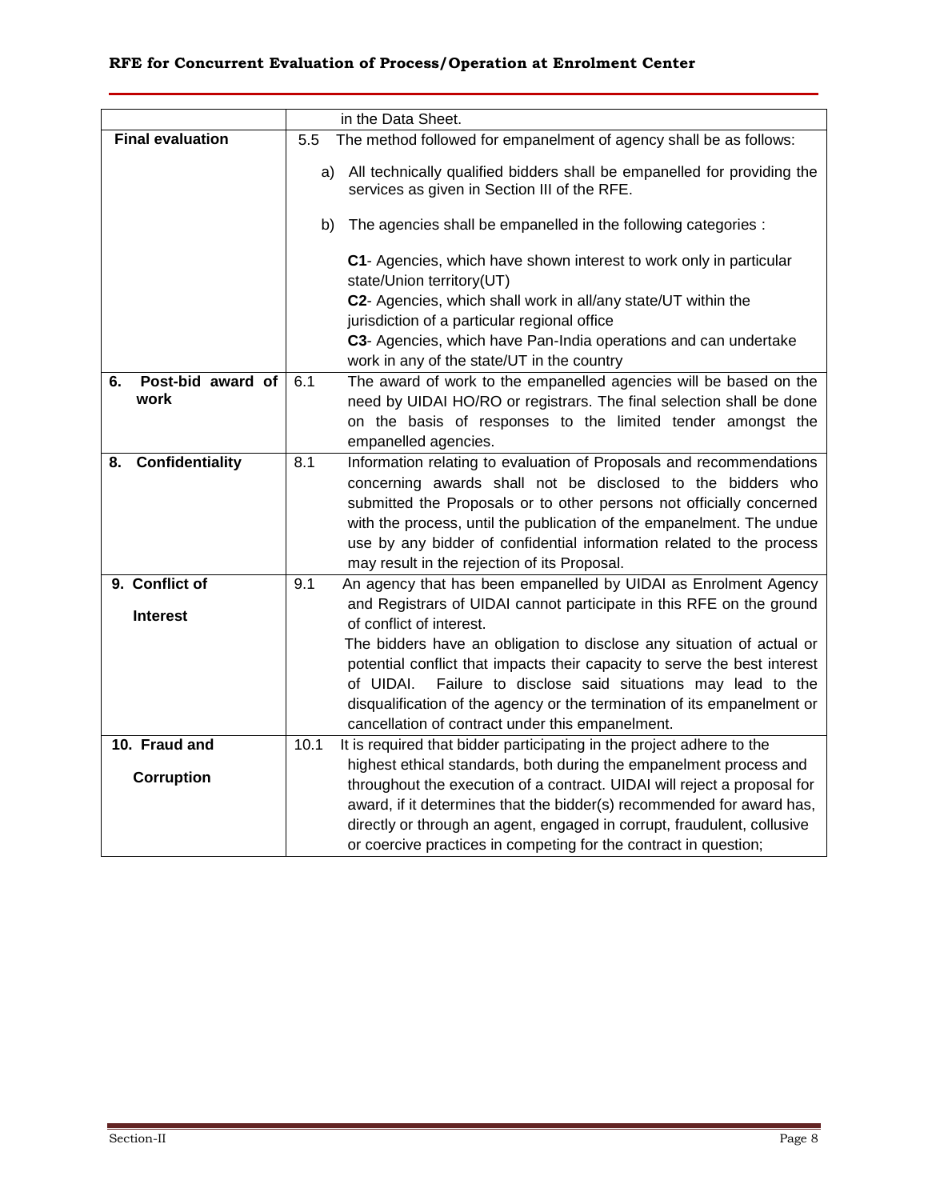|  |  |
|---|---|
|  | in the Data Sheet. |
| **Final evaluation** | 5.5 The method followed for empanelment of agency shall be as follows:<br><br>a) All technically qualified bidders shall be empanelled for providing the services as given in Section III of the RFE.<br><br>b) The agencies shall be empanelled in the following categories :<br><br>**C1**- Agencies, which have shown interest to work only in particular state/Union territory(UT)<br>**C2**- Agencies, which shall work in all/any state/UT within the jurisdiction of a particular regional office<br>**C3**- Agencies, which have Pan-India operations and can undertake work in any of the state/UT in the country |
| **6. Post-bid award of work** | 6.1 The award of work to the empanelled agencies will be based on the need by UIDAI HO/RO or registrars. The final selection shall be done on the basis of responses to the limited tender amongst the empanelled agencies. |
| **8. Confidentiality** | 8.1 Information relating to evaluation of Proposals and recommendations concerning awards shall not be disclosed to the bidders who submitted the Proposals or to other persons not officially concerned with the process, until the publication of the empanelment. The undue use by any bidder of confidential information related to the process may result in the rejection of its Proposal. |
| **9. Conflict of Interest** | 9.1 An agency that has been empanelled by UIDAI as Enrolment Agency and Registrars of UIDAI cannot participate in this RFE on the ground of conflict of interest.<br>The bidders have an obligation to disclose any situation of actual or potential conflict that impacts their capacity to serve the best interest of UIDAI. Failure to disclose said situations may lead to the disqualification of the agency or the termination of its empanelment or cancellation of contract under this empanelment. |
| **10. Fraud and Corruption** | 10.1 It is required that bidder participating in the project adhere to the highest ethical standards, both during the empanelment process and throughout the execution of a contract. UIDAI will reject a proposal for award, if it determines that the bidder(s) recommended for award has, directly or through an agent, engaged in corrupt, fraudulent, collusive or coercive practices in competing for the contract in question; |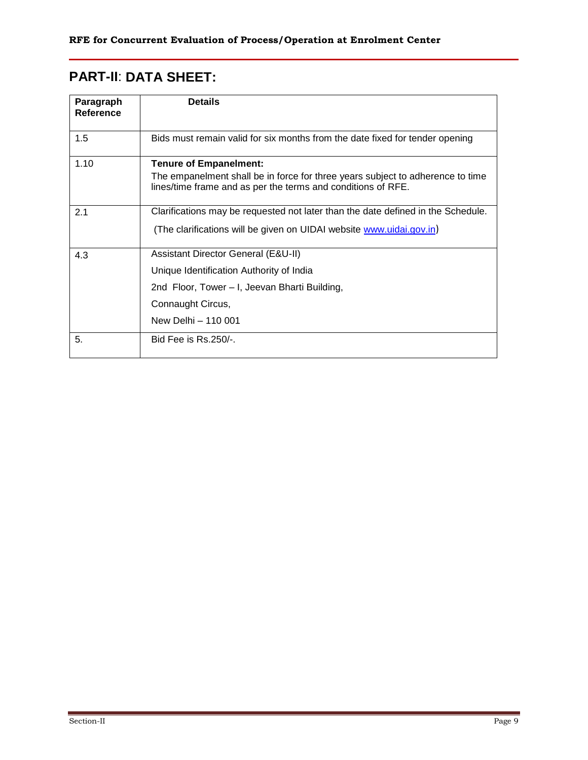## PART-II: DATA SHEET:

| Paragraph Reference | Details |
|---|---|
| 1.5 | Bids must remain valid for six months from the date fixed for tender opening |
| 1.10 | **Tenure of Empanelment:**<br>The empanelment shall be in force for three years subject to adherence to time lines/time frame and as per the terms and conditions of RFE. |
| 2.1 | Clarifications may be requested not later than the date defined in the Schedule.<br>(The clarifications will be given on UIDAI website www.uidai.gov.in) |
| 4.3 | Assistant Director General (E&U-II)<br>Unique Identification Authority of India<br>2nd Floor, Tower – I, Jeevan Bharti Building,<br>Connaught Circus,<br>New Delhi – 110 001 |
| 5. | Bid Fee is Rs.250/-. |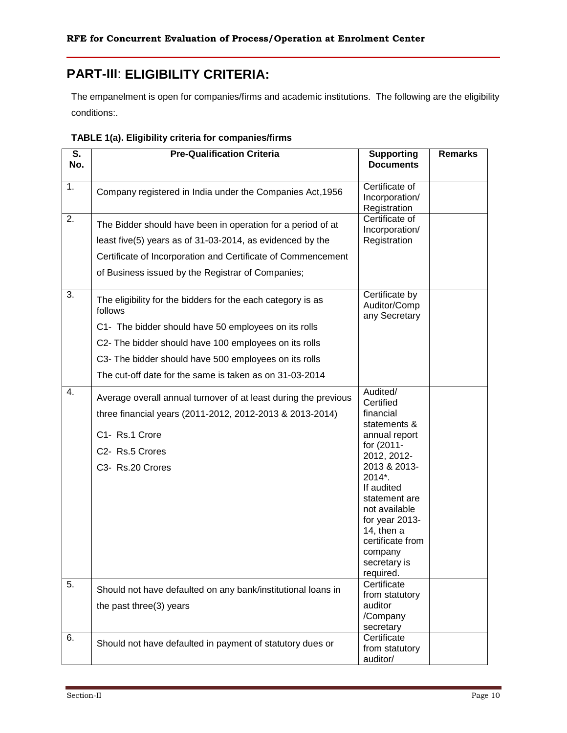## PART-III: ELIGIBILITY CRITERIA:

The empanelment is open for companies/firms and academic institutions. The following are the eligibility conditions:.

**TABLE 1(a). Eligibility criteria for companies/firms**

| S. No. | Pre-Qualification Criteria | Supporting Documents | Remarks |
|---|---|---|---|
| 1. | Company registered in India under the Companies Act,1956 | Certificate of Incorporation/ Registration | |
| 2. | The Bidder should have been in operation for a period of at least five(5) years as of 31-03-2014, as evidenced by the Certificate of Incorporation and Certificate of Commencement of Business issued by the Registrar of Companies; | Certificate of Incorporation/ Registration | |
| 3. | The eligibility for the bidders for the each category is as follows<br>C1- The bidder should have 50 employees on its rolls<br>C2- The bidder should have 100 employees on its rolls<br>C3- The bidder should have 500 employees on its rolls<br>The cut-off date for the same is taken as on 31-03-2014 | Certificate by Auditor/Company Secretary | |
| 4. | Average overall annual turnover of at least during the previous three financial years (2011-2012, 2012-2013 & 2013-2014)<br>C1- Rs.1 Crore<br>C2- Rs.5 Crores<br>C3- Rs.20 Crores | Audited/ Certified financial statements & annual report for (2011-2012, 2012-2013 & 2013-2014*.<br>If audited statement are not available for year 2013-14, then a certificate from company secretary is required. | |
| 5. | Should not have defaulted on any bank/institutional loans in the past three(3) years | Certificate from statutory auditor /Company secretary | |
| 6. | Should not have defaulted in payment of statutory dues or | Certificate from statutory auditor/ | |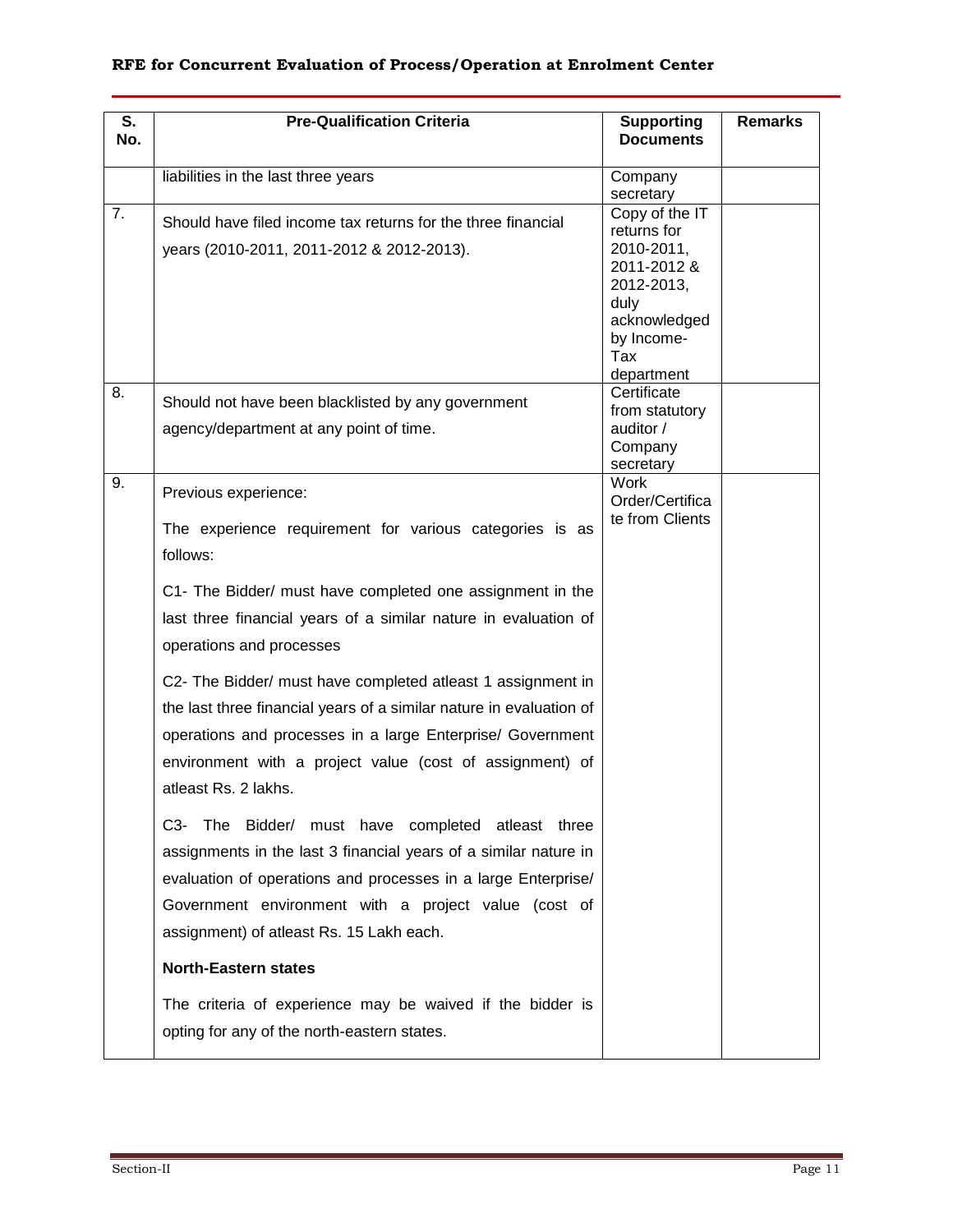| S. No. | Pre-Qualification Criteria | Supporting Documents | Remarks |
|---|---|---|---|
| | liabilities in the last three years | Company secretary | |
| 7. | Should have filed income tax returns for the three financial years (2010-2011, 2011-2012 & 2012-2013). | Copy of the IT returns for 2010-2011, 2011-2012 & 2012-2013, duly acknowledged by Income-Tax department | |
| 8. | Should not have been blacklisted by any government agency/department at any point of time. | Certificate from statutory auditor / Company secretary | |
| 9. | Previous experience:<br><br>The experience requirement for various categories is as follows:<br><br>C1- The Bidder/ must have completed one assignment in the last three financial years of a similar nature in evaluation of operations and processes<br><br>C2- The Bidder/ must have completed atleast 1 assignment in the last three financial years of a similar nature in evaluation of operations and processes in a large Enterprise/ Government environment with a project value (cost of assignment) of atleast Rs. 2 lakhs.<br><br>C3- The Bidder/ must have completed atleast three assignments in the last 3 financial years of a similar nature in evaluation of operations and processes in a large Enterprise/ Government environment with a project value (cost of assignment) of atleast Rs. 15 Lakh each.<br><br>**North-Eastern states**<br><br>The criteria of experience may be waived if the bidder is opting for any of the north-eastern states. | Work Order/Certificate from Clients | |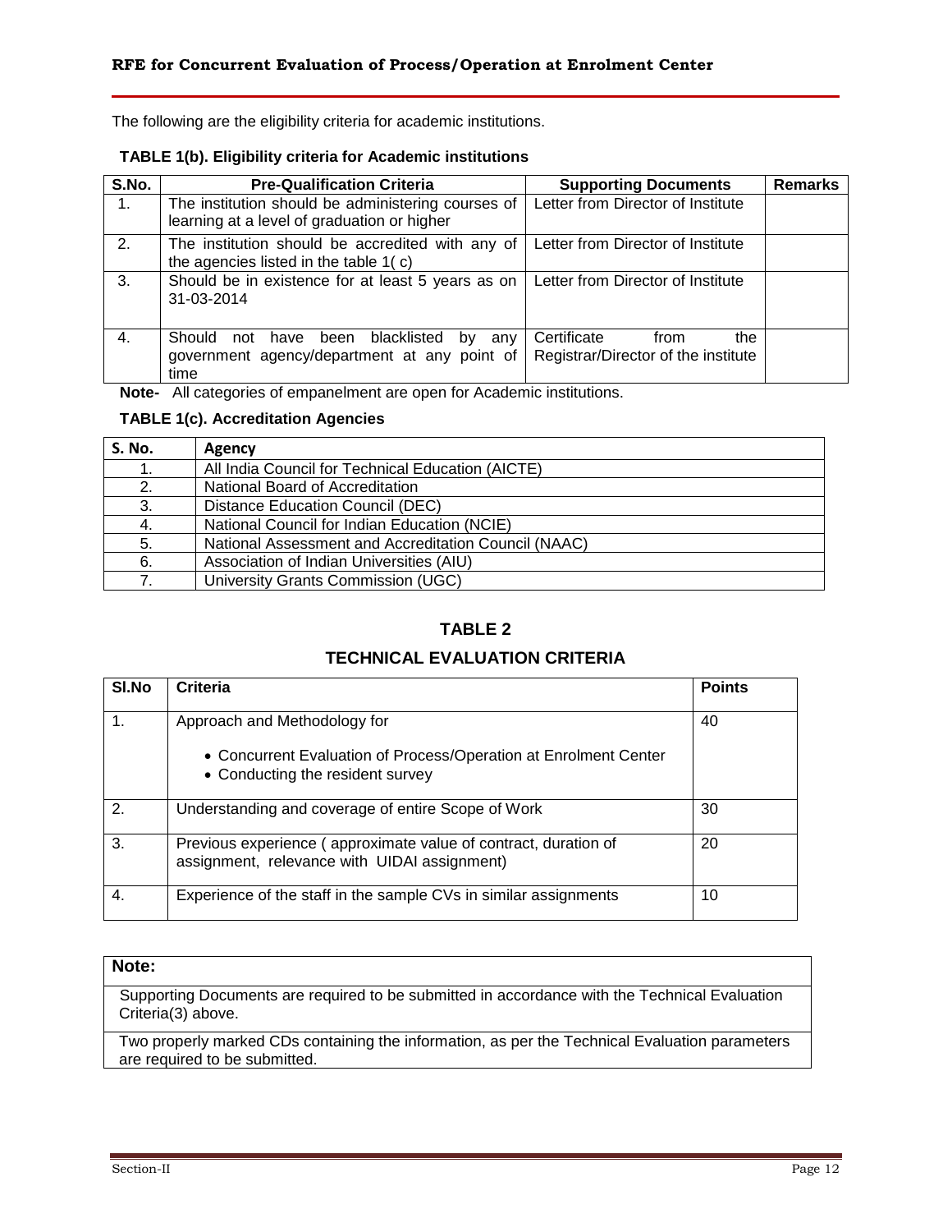The following are the eligibility criteria for academic institutions.

**TABLE 1(b). Eligibility criteria for Academic institutions**

| S.No. | Pre-Qualification Criteria | Supporting Documents | Remarks |
|---|---|---|---|
| 1. | The institution should be administering courses of learning at a level of graduation or higher | Letter from Director of Institute | |
| 2. | The institution should be accredited with any of the agencies listed in the table 1( c) | Letter from Director of Institute | |
| 3. | Should be in existence for at least 5 years as on 31-03-2014 | Letter from Director of Institute | |
| 4. | Should not have been blacklisted by any government agency/department at any point of time | Certificate from the Registrar/Director of the institute | |

**Note-** All categories of empanelment are open for Academic institutions.

**TABLE 1(c). Accreditation Agencies**

| S. No. | Agency |
|---|---|
| 1. | All India Council for Technical Education (AICTE) |
| 2. | National Board of Accreditation |
| 3. | Distance Education Council (DEC) |
| 4. | National Council for Indian Education (NCIE) |
| 5. | National Assessment and Accreditation Council (NAAC) |
| 6. | Association of Indian Universities (AIU) |
| 7. | University Grants Commission (UGC) |

## TABLE 2

## TECHNICAL EVALUATION CRITERIA

| Sl.No | Criteria | Points |
|---|---|---|
| 1. | Approach and Methodology for<br>• Concurrent Evaluation of Process/Operation at Enrolment Center<br>• Conducting the resident survey | 40 |
| 2. | Understanding and coverage of entire Scope of Work | 30 |
| 3. | Previous experience ( approximate value of contract, duration of assignment, relevance with UIDAI assignment) | 20 |
| 4. | Experience of the staff in the sample CVs in similar assignments | 10 |

**Note:**

Supporting Documents are required to be submitted in accordance with the Technical Evaluation Criteria(3) above.

Two properly marked CDs containing the information, as per the Technical Evaluation parameters are required to be submitted.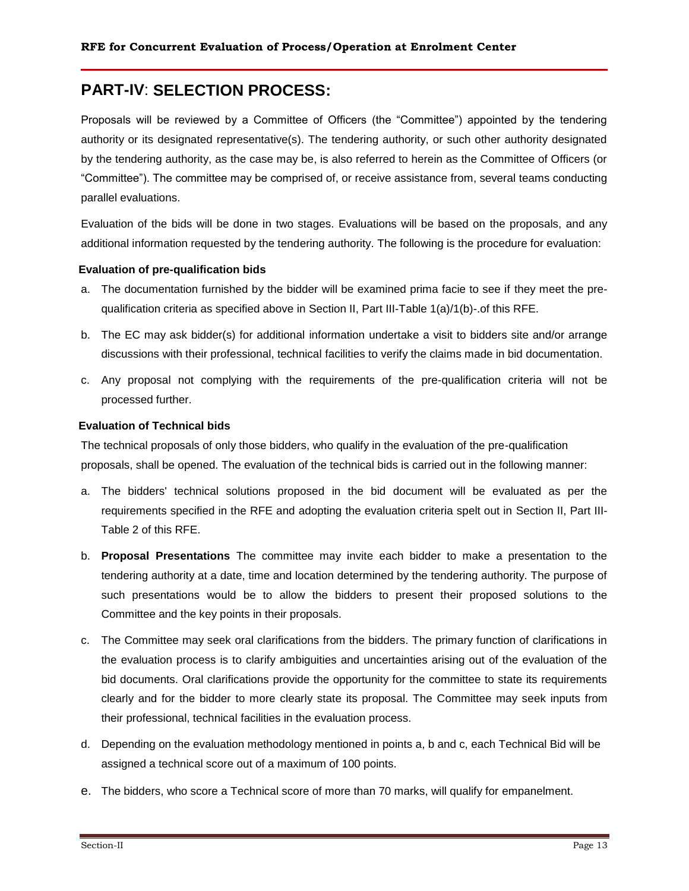## PART-IV: SELECTION PROCESS:

Proposals will be reviewed by a Committee of Officers (the "Committee") appointed by the tendering authority or its designated representative(s). The tendering authority, or such other authority designated by the tendering authority, as the case may be, is also referred to herein as the Committee of Officers (or "Committee"). The committee may be comprised of, or receive assistance from, several teams conducting parallel evaluations.

Evaluation of the bids will be done in two stages. Evaluations will be based on the proposals, and any additional information requested by the tendering authority. The following is the procedure for evaluation:

**Evaluation of pre-qualification bids**

a. The documentation furnished by the bidder will be examined prima facie to see if they meet the pre-qualification criteria as specified above in Section II, Part III-Table 1(a)/1(b)-.of this RFE.

b. The EC may ask bidder(s) for additional information undertake a visit to bidders site and/or arrange discussions with their professional, technical facilities to verify the claims made in bid documentation.

c. Any proposal not complying with the requirements of the pre-qualification criteria will not be processed further.

**Evaluation of Technical bids**

The technical proposals of only those bidders, who qualify in the evaluation of the pre-qualification proposals, shall be opened. The evaluation of the technical bids is carried out in the following manner:

a. The bidders' technical solutions proposed in the bid document will be evaluated as per the requirements specified in the RFE and adopting the evaluation criteria spelt out in Section II, Part III-Table 2 of this RFE.

b. **Proposal Presentations** The committee may invite each bidder to make a presentation to the tendering authority at a date, time and location determined by the tendering authority. The purpose of such presentations would be to allow the bidders to present their proposed solutions to the Committee and the key points in their proposals.

c. The Committee may seek oral clarifications from the bidders. The primary function of clarifications in the evaluation process is to clarify ambiguities and uncertainties arising out of the evaluation of the bid documents. Oral clarifications provide the opportunity for the committee to state its requirements clearly and for the bidder to more clearly state its proposal. The Committee may seek inputs from their professional, technical facilities in the evaluation process.

d. Depending on the evaluation methodology mentioned in points a, b and c, each Technical Bid will be assigned a technical score out of a maximum of 100 points.

e. The bidders, who score a Technical score of more than 70 marks, will qualify for empanelment.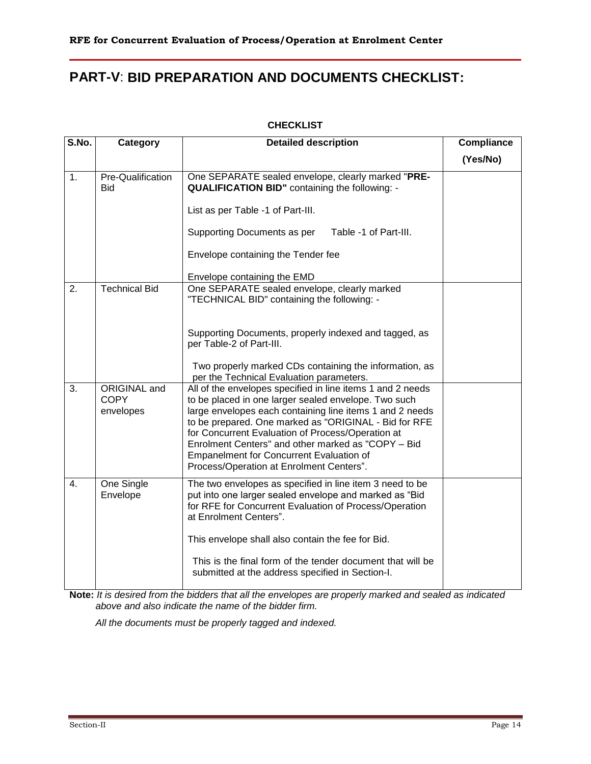# PART-V: BID PREPARATION AND DOCUMENTS CHECKLIST:

**CHECKLIST**

| S.No. | Category | Detailed description | Compliance (Yes/No) |
|---|---|---|---|
| 1. | Pre-Qualification Bid | One SEPARATE sealed envelope, clearly marked "**PRE-QUALIFICATION BID"** containing the following: -<br><br>List as per Table -1 of Part-III.<br><br>Supporting Documents as per Table -1 of Part-III.<br><br>Envelope containing the Tender fee<br><br>Envelope containing the EMD | |
| 2. | Technical Bid | One SEPARATE sealed envelope, clearly marked "TECHNICAL BID" containing the following: -<br><br>Supporting Documents, properly indexed and tagged, as per Table-2 of Part-III.<br><br>Two properly marked CDs containing the information, as per the Technical Evaluation parameters. | |
| 3. | ORIGINAL and COPY envelopes | All of the envelopes specified in line items 1 and 2 needs to be placed in one larger sealed envelope. Two such large envelopes each containing line items 1 and 2 needs to be prepared. One marked as "ORIGINAL - Bid for RFE for Concurrent Evaluation of Process/Operation at Enrolment Centers" and other marked as "COPY – Bid Empanelment for Concurrent Evaluation of Process/Operation at Enrolment Centers". | |
| 4. | One Single Envelope | The two envelopes as specified in line item 3 need to be put into one larger sealed envelope and marked as "Bid for RFE for Concurrent Evaluation of Process/Operation at Enrolment Centers".<br><br>This envelope shall also contain the fee for Bid.<br><br>This is the final form of the tender document that will be submitted at the address specified in Section-I. | |

**Note:** *It is desired from the bidders that all the envelopes are properly marked and sealed as indicated above and also indicate the name of the bidder firm.*

*All the documents must be properly tagged and indexed.*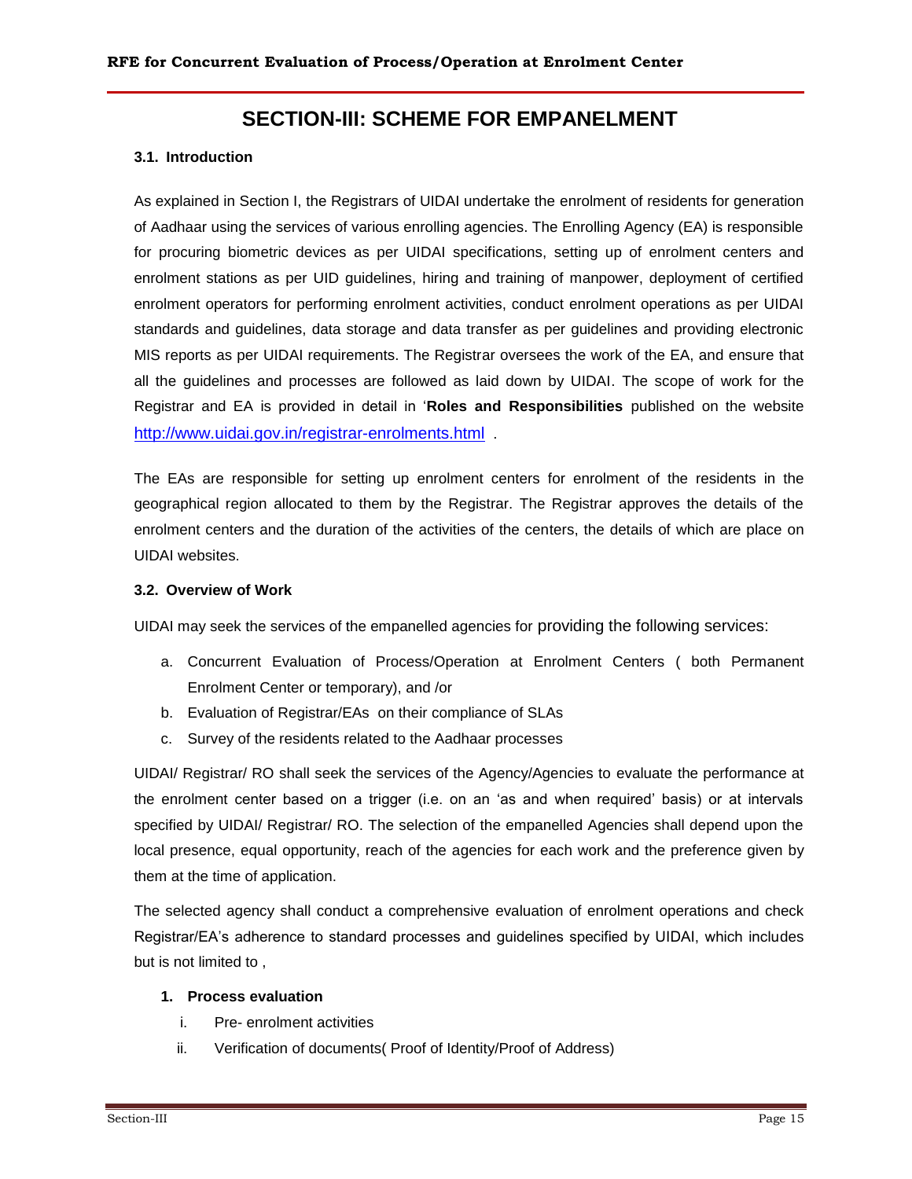# SECTION-III: SCHEME FOR EMPANELMENT

### 3.1. Introduction

As explained in Section I, the Registrars of UIDAI undertake the enrolment of residents for generation of Aadhaar using the services of various enrolling agencies. The Enrolling Agency (EA) is responsible for procuring biometric devices as per UIDAI specifications, setting up of enrolment centers and enrolment stations as per UID guidelines, hiring and training of manpower, deployment of certified enrolment operators for performing enrolment activities, conduct enrolment operations as per UIDAI standards and guidelines, data storage and data transfer as per guidelines and providing electronic MIS reports as per UIDAI requirements. The Registrar oversees the work of the EA, and ensure that all the guidelines and processes are followed as laid down by UIDAI. The scope of work for the Registrar and EA is provided in detail in '**Roles and Responsibilities** published on the website http://www.uidai.gov.in/registrar-enrolments.html .

The EAs are responsible for setting up enrolment centers for enrolment of the residents in the geographical region allocated to them by the Registrar. The Registrar approves the details of the enrolment centers and the duration of the activities of the centers, the details of which are place on UIDAI websites.

### 3.2. Overview of Work

UIDAI may seek the services of the empanelled agencies for providing the following services:

a. Concurrent Evaluation of Process/Operation at Enrolment Centers ( both Permanent Enrolment Center or temporary), and /or
b. Evaluation of Registrar/EAs on their compliance of SLAs
c. Survey of the residents related to the Aadhaar processes

UIDAI/ Registrar/ RO shall seek the services of the Agency/Agencies to evaluate the performance at the enrolment center based on a trigger (i.e. on an 'as and when required' basis) or at intervals specified by UIDAI/ Registrar/ RO. The selection of the empanelled Agencies shall depend upon the local presence, equal opportunity, reach of the agencies for each work and the preference given by them at the time of application.

The selected agency shall conduct a comprehensive evaluation of enrolment operations and check Registrar/EA's adherence to standard processes and guidelines specified by UIDAI, which includes but is not limited to ,

1. **Process evaluation**
   i. Pre- enrolment activities
   ii. Verification of documents( Proof of Identity/Proof of Address)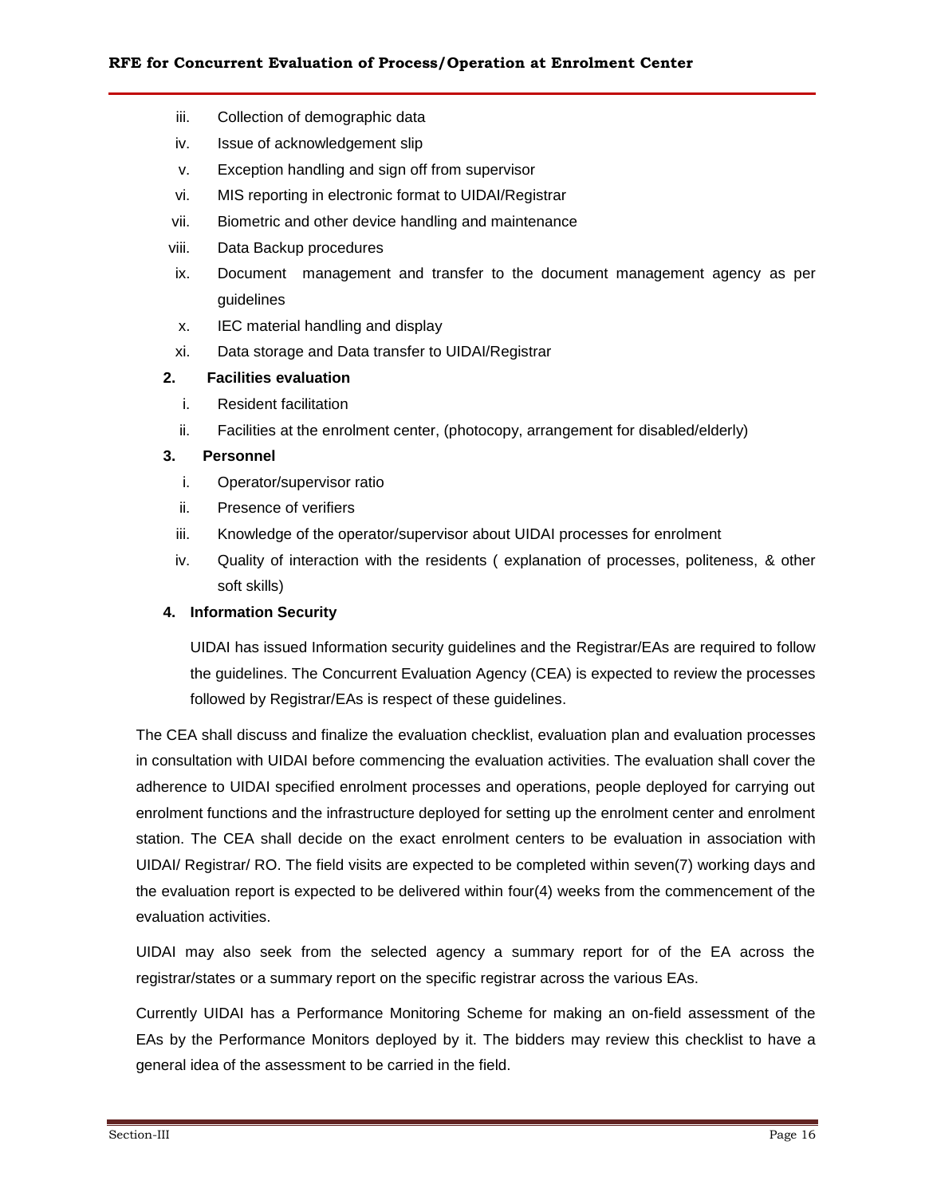iii. Collection of demographic data
iv. Issue of acknowledgement slip
v. Exception handling and sign off from supervisor
vi. MIS reporting in electronic format to UIDAI/Registrar
vii. Biometric and other device handling and maintenance
viii. Data Backup procedures
ix. Document management and transfer to the document management agency as per guidelines
x. IEC material handling and display
xi. Data storage and Data transfer to UIDAI/Registrar

**2. Facilities evaluation**

i. Resident facilitation
ii. Facilities at the enrolment center, (photocopy, arrangement for disabled/elderly)

**3. Personnel**

i. Operator/supervisor ratio
ii. Presence of verifiers
iii. Knowledge of the operator/supervisor about UIDAI processes for enrolment
iv. Quality of interaction with the residents ( explanation of processes, politeness, & other soft skills)

**4. Information Security**

UIDAI has issued Information security guidelines and the Registrar/EAs are required to follow the guidelines. The Concurrent Evaluation Agency (CEA) is expected to review the processes followed by Registrar/EAs is respect of these guidelines.

The CEA shall discuss and finalize the evaluation checklist, evaluation plan and evaluation processes in consultation with UIDAI before commencing the evaluation activities. The evaluation shall cover the adherence to UIDAI specified enrolment processes and operations, people deployed for carrying out enrolment functions and the infrastructure deployed for setting up the enrolment center and enrolment station. The CEA shall decide on the exact enrolment centers to be evaluation in association with UIDAI/ Registrar/ RO. The field visits are expected to be completed within seven(7) working days and the evaluation report is expected to be delivered within four(4) weeks from the commencement of the evaluation activities.

UIDAI may also seek from the selected agency a summary report for of the EA across the registrar/states or a summary report on the specific registrar across the various EAs.

Currently UIDAI has a Performance Monitoring Scheme for making an on-field assessment of the EAs by the Performance Monitors deployed by it. The bidders may review this checklist to have a general idea of the assessment to be carried in the field.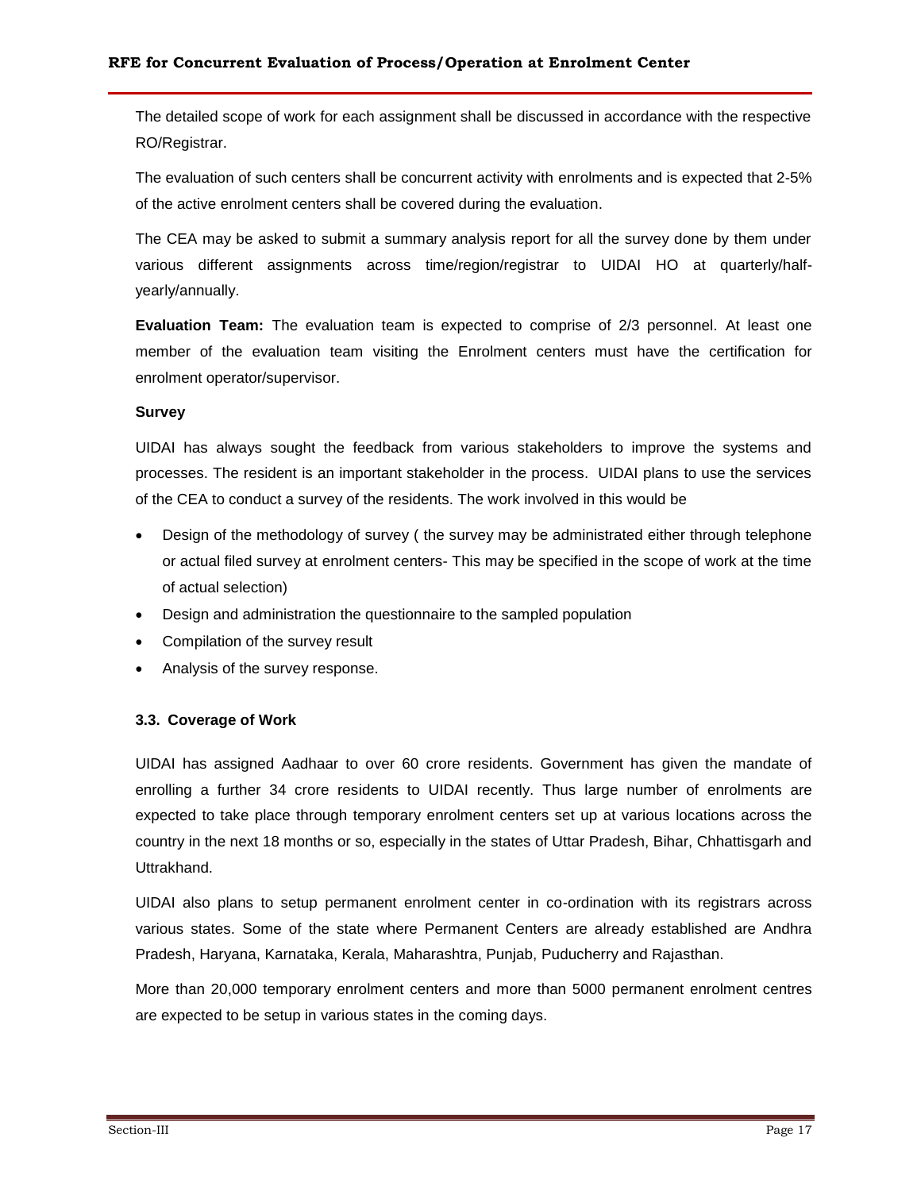The detailed scope of work for each assignment shall be discussed in accordance with the respective RO/Registrar.

The evaluation of such centers shall be concurrent activity with enrolments and is expected that 2-5% of the active enrolment centers shall be covered during the evaluation.

The CEA may be asked to submit a summary analysis report for all the survey done by them under various different assignments across time/region/registrar to UIDAI HO at quarterly/half-yearly/annually.

**Evaluation Team:** The evaluation team is expected to comprise of 2/3 personnel. At least one member of the evaluation team visiting the Enrolment centers must have the certification for enrolment operator/supervisor.

**Survey**

UIDAI has always sought the feedback from various stakeholders to improve the systems and processes. The resident is an important stakeholder in the process. UIDAI plans to use the services of the CEA to conduct a survey of the residents. The work involved in this would be

- Design of the methodology of survey ( the survey may be administrated either through telephone or actual filed survey at enrolment centers- This may be specified in the scope of work at the time of actual selection)
- Design and administration the questionnaire to the sampled population
- Compilation of the survey result
- Analysis of the survey response.

### 3.3. Coverage of Work

UIDAI has assigned Aadhaar to over 60 crore residents. Government has given the mandate of enrolling a further 34 crore residents to UIDAI recently. Thus large number of enrolments are expected to take place through temporary enrolment centers set up at various locations across the country in the next 18 months or so, especially in the states of Uttar Pradesh, Bihar, Chhattisgarh and Uttrakhand.

UIDAI also plans to setup permanent enrolment center in co-ordination with its registrars across various states. Some of the state where Permanent Centers are already established are Andhra Pradesh, Haryana, Karnataka, Kerala, Maharashtra, Punjab, Puducherry and Rajasthan.

More than 20,000 temporary enrolment centers and more than 5000 permanent enrolment centres are expected to be setup in various states in the coming days.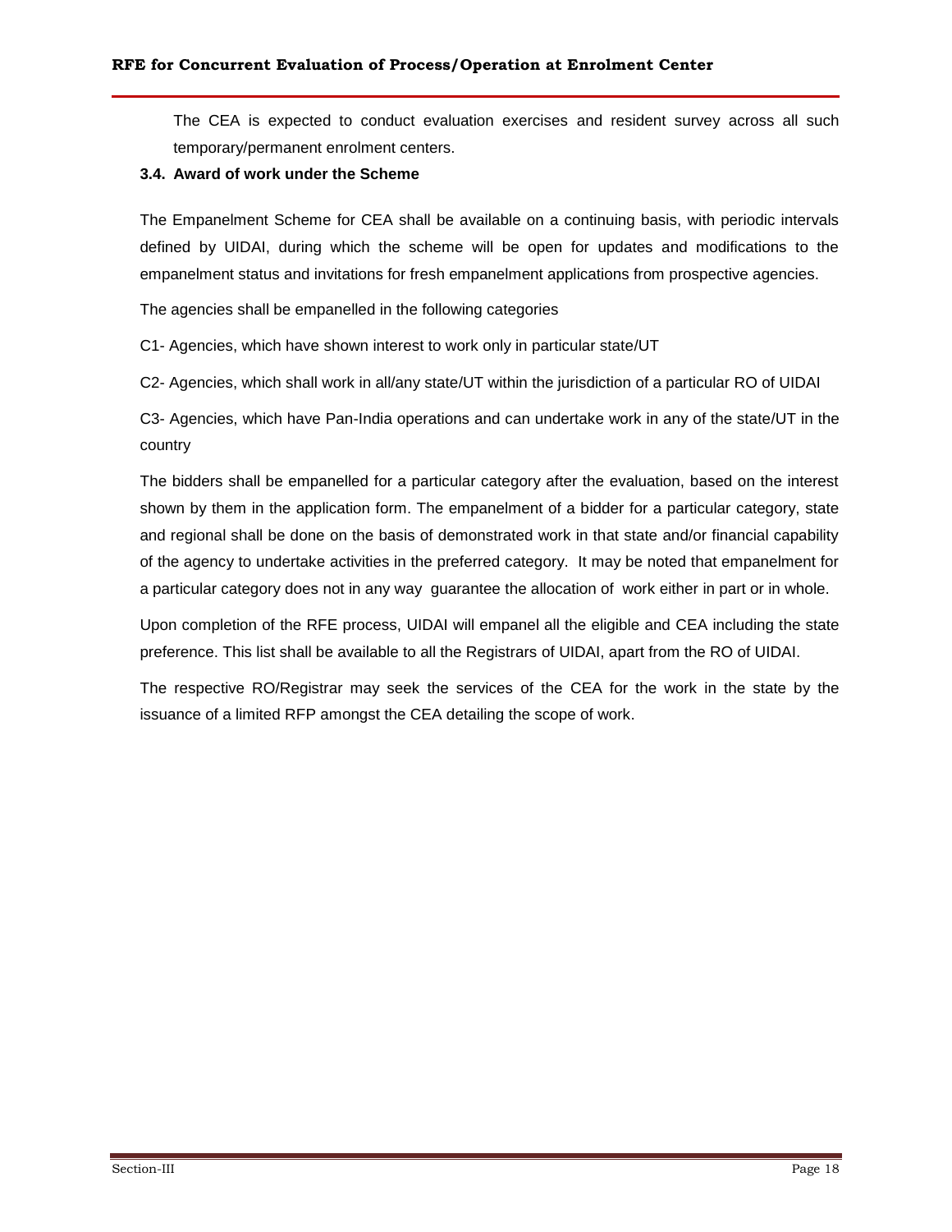The CEA is expected to conduct evaluation exercises and resident survey across all such temporary/permanent enrolment centers.

### 3.4. Award of work under the Scheme

The Empanelment Scheme for CEA shall be available on a continuing basis, with periodic intervals defined by UIDAI, during which the scheme will be open for updates and modifications to the empanelment status and invitations for fresh empanelment applications from prospective agencies.

The agencies shall be empanelled in the following categories

C1- Agencies, which have shown interest to work only in particular state/UT

C2- Agencies, which shall work in all/any state/UT within the jurisdiction of a particular RO of UIDAI

C3- Agencies, which have Pan-India operations and can undertake work in any of the state/UT in the country

The bidders shall be empanelled for a particular category after the evaluation, based on the interest shown by them in the application form. The empanelment of a bidder for a particular category, state and regional shall be done on the basis of demonstrated work in that state and/or financial capability of the agency to undertake activities in the preferred category. It may be noted that empanelment for a particular category does not in any way guarantee the allocation of work either in part or in whole.

Upon completion of the RFE process, UIDAI will empanel all the eligible and CEA including the state preference. This list shall be available to all the Registrars of UIDAI, apart from the RO of UIDAI.

The respective RO/Registrar may seek the services of the CEA for the work in the state by the issuance of a limited RFP amongst the CEA detailing the scope of work.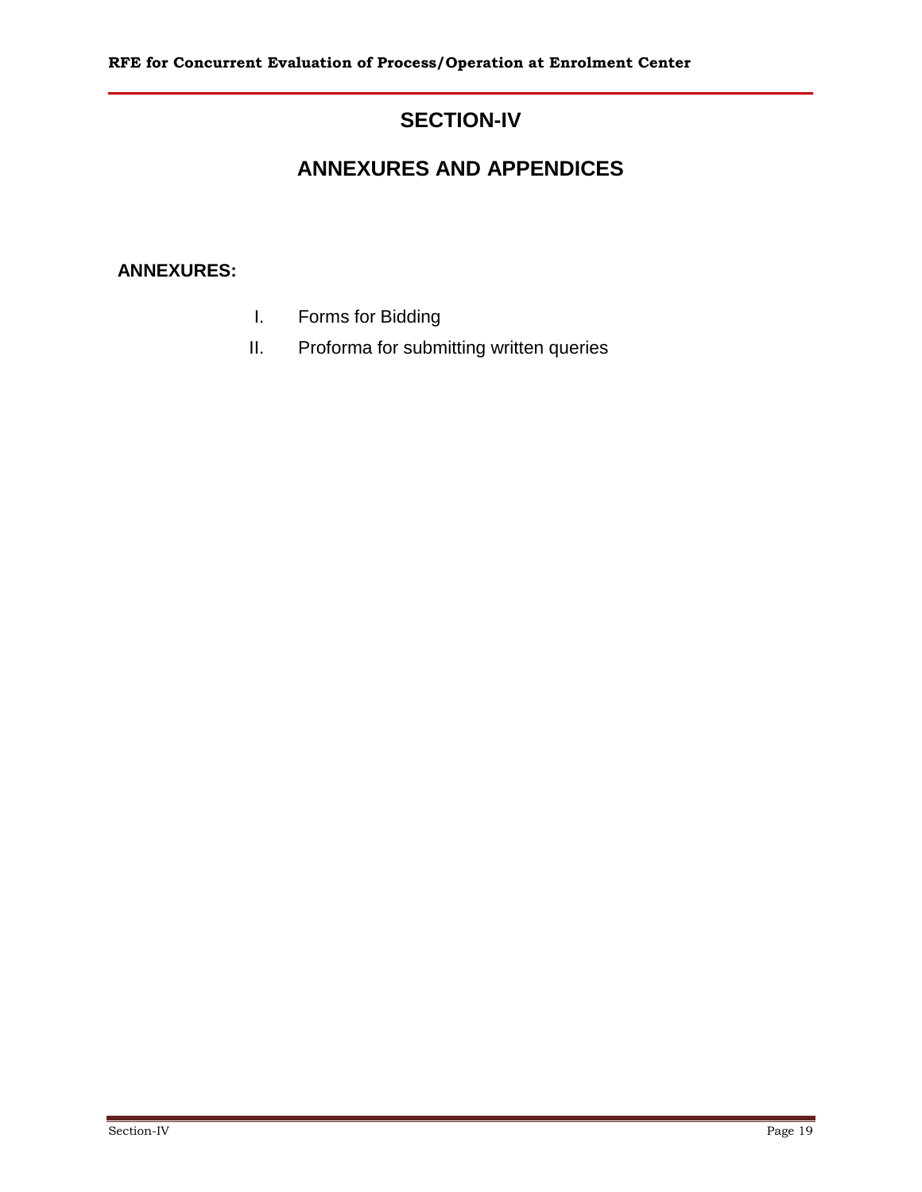# SECTION-IV

## ANNEXURES AND APPENDICES

**ANNEXURES:**

I. Forms for Bidding
II. Proforma for submitting written queries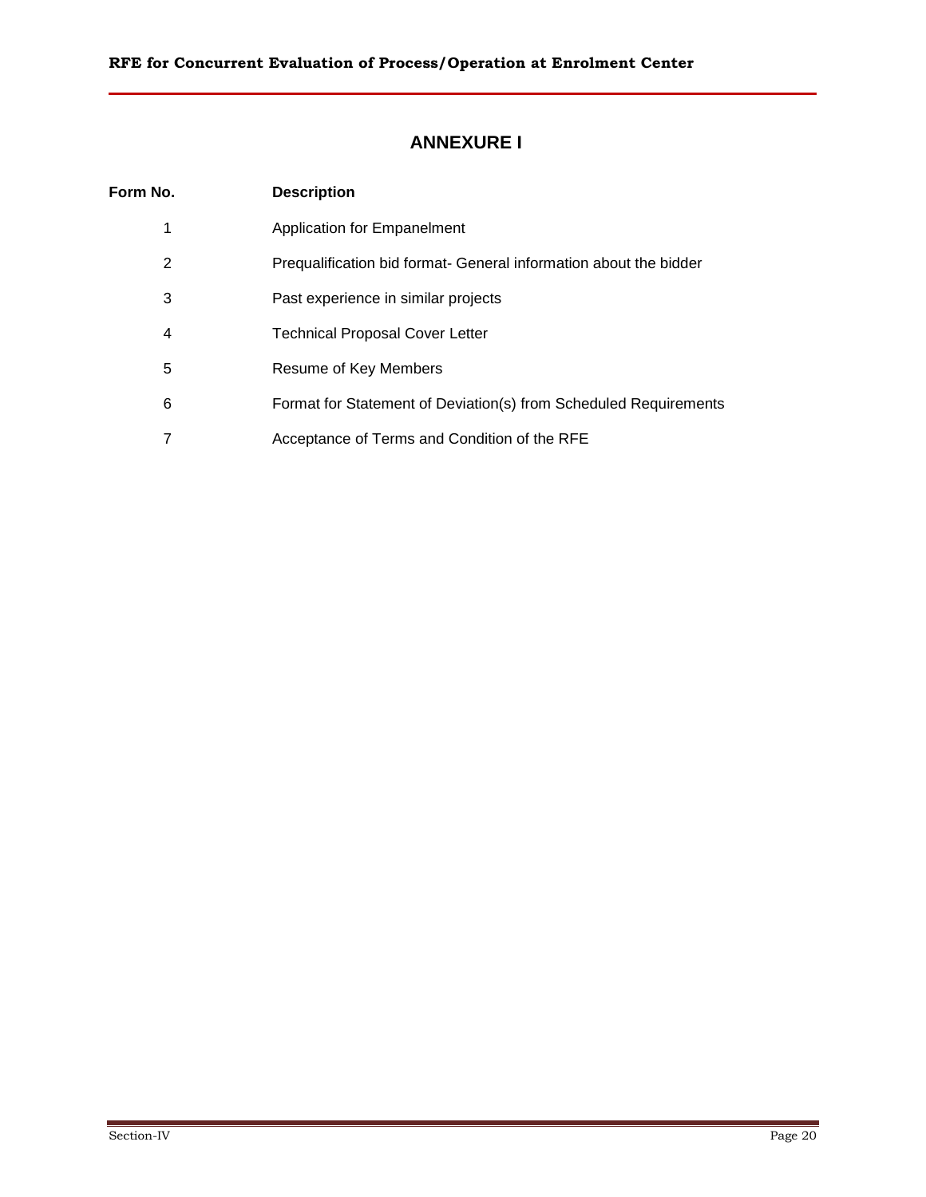# ANNEXURE I

| Form No. | Description |
|---|---|
| 1 | Application for Empanelment |
| 2 | Prequalification bid format- General information about the bidder |
| 3 | Past experience in similar projects |
| 4 | Technical Proposal Cover Letter |
| 5 | Resume of Key Members |
| 6 | Format for Statement of Deviation(s) from Scheduled Requirements |
| 7 | Acceptance of Terms and Condition of the RFE |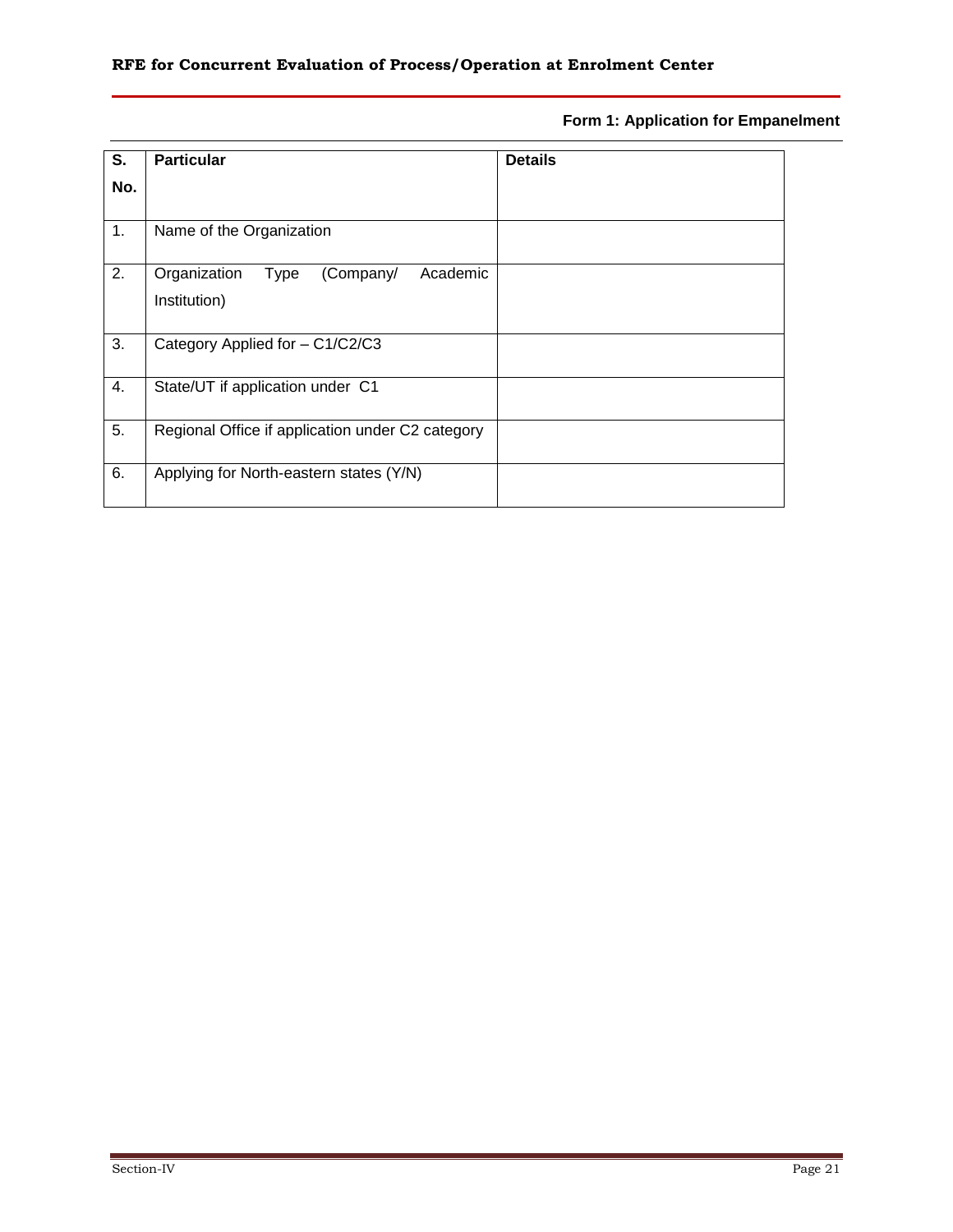**Form 1: Application for Empanelment**

| S. No. | Particular | Details |
|---|---|---|
| 1. | Name of the Organization | |
| 2. | Organization Type (Company/ Academic Institution) | |
| 3. | Category Applied for – C1/C2/C3 | |
| 4. | State/UT if application under C1 | |
| 5. | Regional Office if application under C2 category | |
| 6. | Applying for North-eastern states (Y/N) | |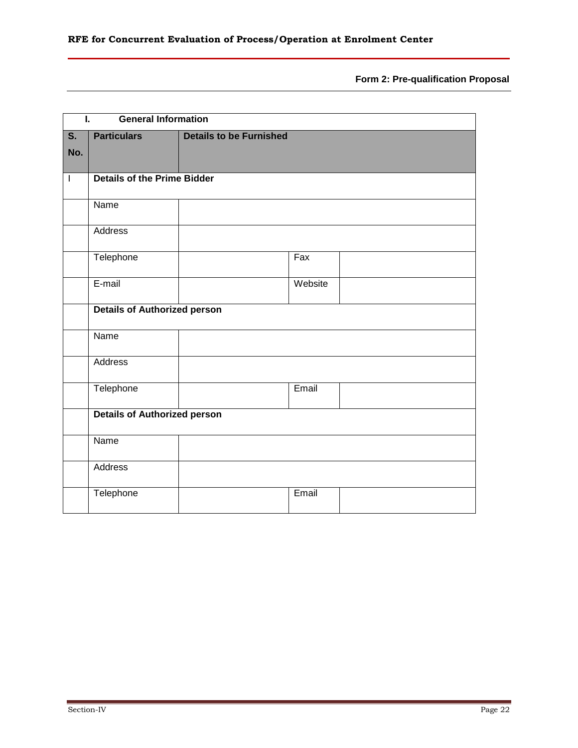**Form 2: Pre-qualification Proposal**

| I. General Information | | | | |
|---|---|---|---|---|
| **S. No.** | **Particulars** | **Details to be Furnished** | | |
| I | **Details of the Prime Bidder** | | | |
| | Name | | | |
| | Address | | | |
| | Telephone | | Fax | |
| | E-mail | | Website | |
| | **Details of Authorized person** | | | |
| | Name | | | |
| | Address | | | |
| | Telephone | | Email | |
| | **Details of Authorized person** | | | |
| | Name | | | |
| | Address | | | |
| | Telephone | | Email | |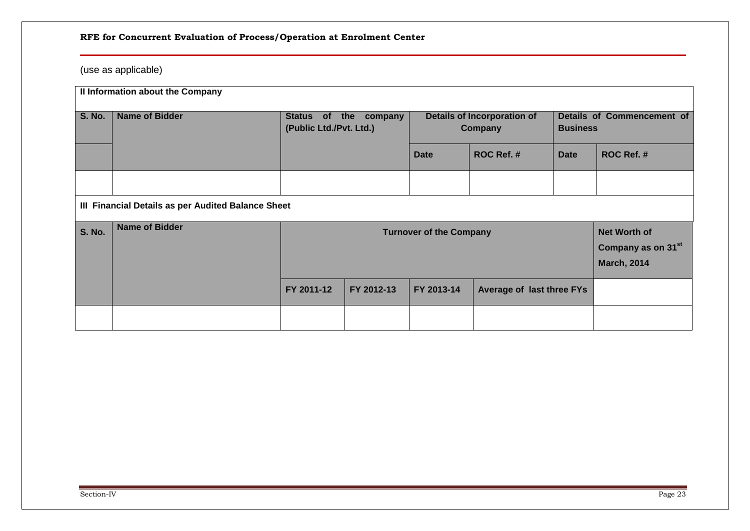(use as applicable)

**II Information about the Company**

| S. No. | Name of Bidder | Status of the company (Public Ltd./Pvt. Ltd.) | Details of Incorporation of Company | | Details of Commencement of Business | |
|---|---|---|---|---|---|---|
| | | | Date | ROC Ref. # | Date | ROC Ref. # |
| | | | | | | |

**III Financial Details as per Audited Balance Sheet**

| S. No. | Name of Bidder | Turnover of the Company | | | | Net Worth of Company as on 31st March, 2014 |
|---|---|---|---|---|---|---|
| | | FY 2011-12 | FY 2012-13 | FY 2013-14 | Average of last three FYs | |
| | | | | | | |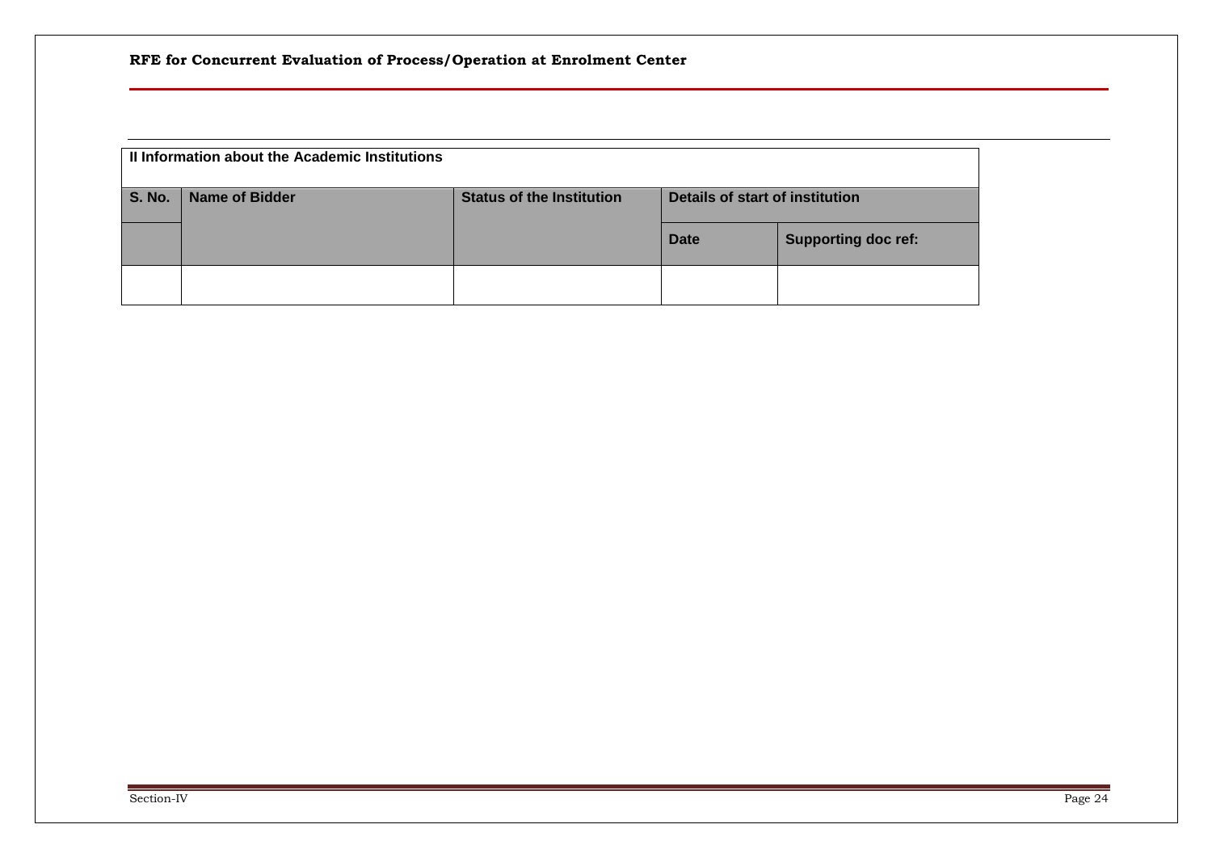| II Information about the Academic Institutions | | | | |
|---|---|---|---|---|
| **S. No.** | **Name of Bidder** | **Status of the Institution** | **Details of start of institution** | |
| | | | **Date** | **Supporting doc ref:** |
| | | | | |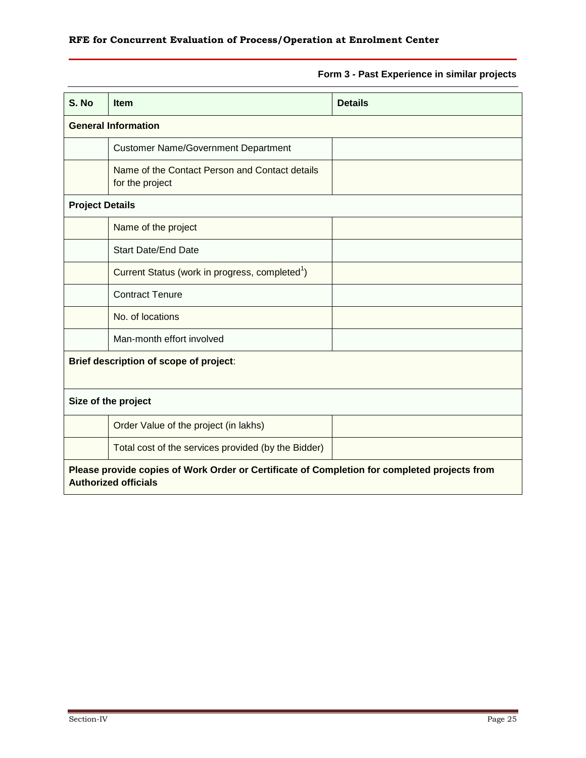**Form 3 - Past Experience in similar projects**

| S. No | Item | Details |
|---|---|---|
| **General Information** | | |
| | Customer Name/Government Department | |
| | Name of the Contact Person and Contact details for the project | |
| **Project Details** | | |
| | Name of the project | |
| | Start Date/End Date | |
| | Current Status (work in progress, completed[1]) | |
| | Contract Tenure | |
| | No. of locations | |
| | Man-month effort involved | |
| **Brief description of scope of project**: | | |
| **Size of the project** | | |
| | Order Value of the project (in lakhs) | |
| | Total cost of the services provided (by the Bidder) | |
| **Please provide copies of Work Order or Certificate of Completion for completed projects from Authorized officials** | | |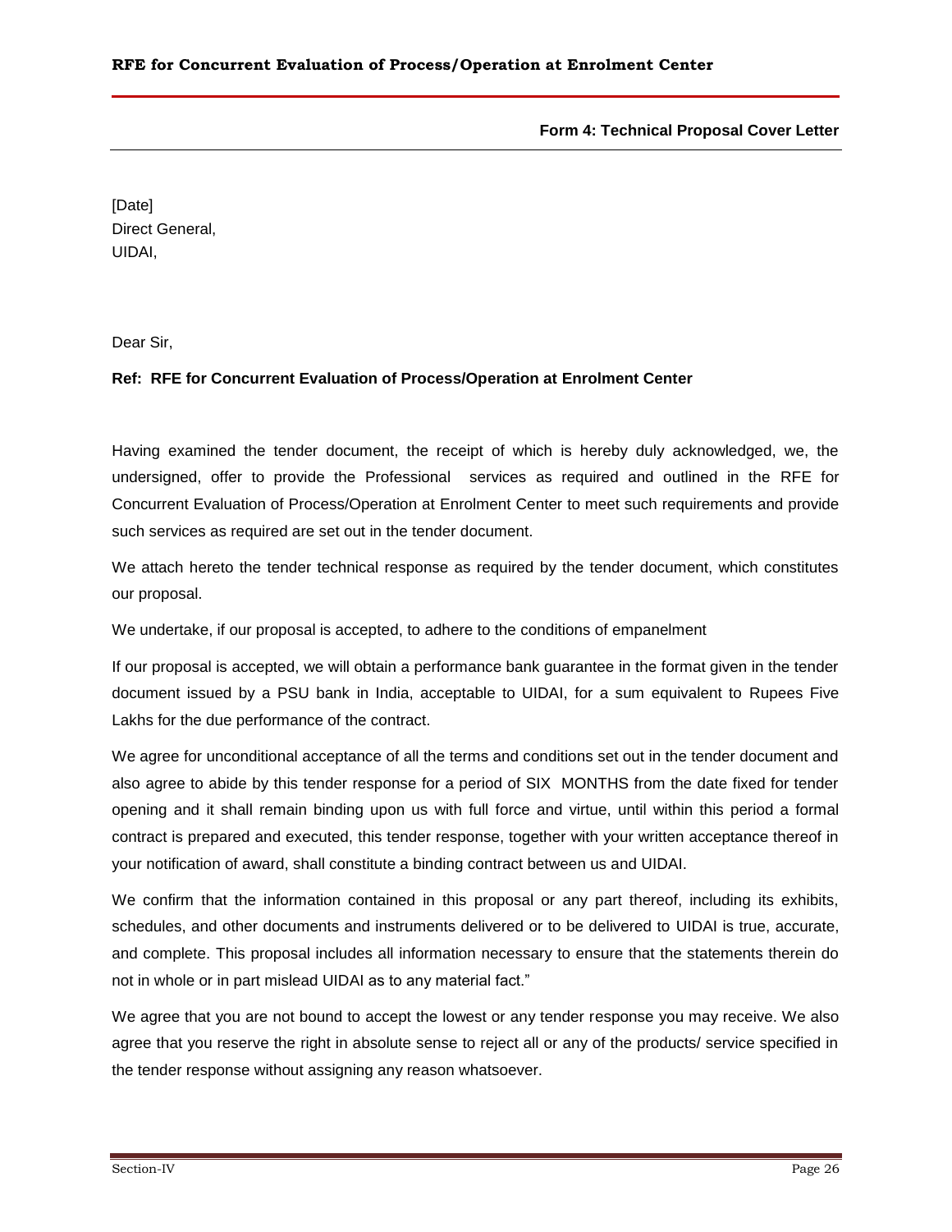**Form 4: Technical Proposal Cover Letter**

[Date]
Direct General,
UIDAI,

Dear Sir,

**Ref: RFE for Concurrent Evaluation of Process/Operation at Enrolment Center**

Having examined the tender document, the receipt of which is hereby duly acknowledged, we, the undersigned, offer to provide the Professional services as required and outlined in the RFE for Concurrent Evaluation of Process/Operation at Enrolment Center to meet such requirements and provide such services as required are set out in the tender document.

We attach hereto the tender technical response as required by the tender document, which constitutes our proposal.

We undertake, if our proposal is accepted, to adhere to the conditions of empanelment

If our proposal is accepted, we will obtain a performance bank guarantee in the format given in the tender document issued by a PSU bank in India, acceptable to UIDAI, for a sum equivalent to Rupees Five Lakhs for the due performance of the contract.

We agree for unconditional acceptance of all the terms and conditions set out in the tender document and also agree to abide by this tender response for a period of SIX MONTHS from the date fixed for tender opening and it shall remain binding upon us with full force and virtue, until within this period a formal contract is prepared and executed, this tender response, together with your written acceptance thereof in your notification of award, shall constitute a binding contract between us and UIDAI.

We confirm that the information contained in this proposal or any part thereof, including its exhibits, schedules, and other documents and instruments delivered or to be delivered to UIDAI is true, accurate, and complete. This proposal includes all information necessary to ensure that the statements therein do not in whole or in part mislead UIDAI as to any material fact."

We agree that you are not bound to accept the lowest or any tender response you may receive. We also agree that you reserve the right in absolute sense to reject all or any of the products/ service specified in the tender response without assigning any reason whatsoever.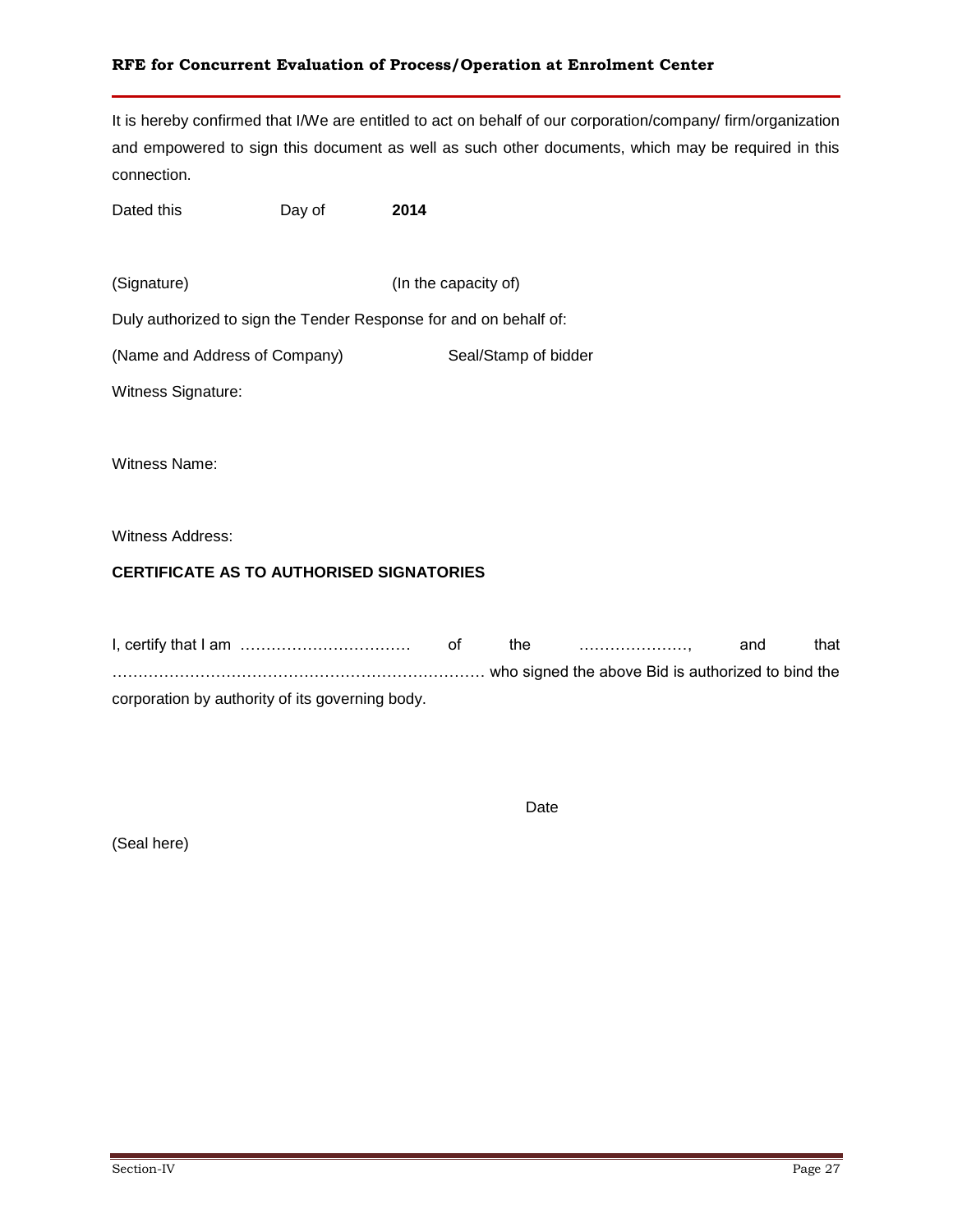It is hereby confirmed that I/We are entitled to act on behalf of our corporation/company/ firm/organization and empowered to sign this document as well as such other documents, which may be required in this connection.

Dated this Day of **2014**

(Signature) (In the capacity of)

Duly authorized to sign the Tender Response for and on behalf of:

(Name and Address of Company) Seal/Stamp of bidder

Witness Signature:

Witness Name:

Witness Address:

**CERTIFICATE AS TO AUTHORISED SIGNATORIES**

I, certify that I am …………………………… of the …………………, and that ……………………………………………………………… who signed the above Bid is authorized to bind the corporation by authority of its governing body.

Date

(Seal here)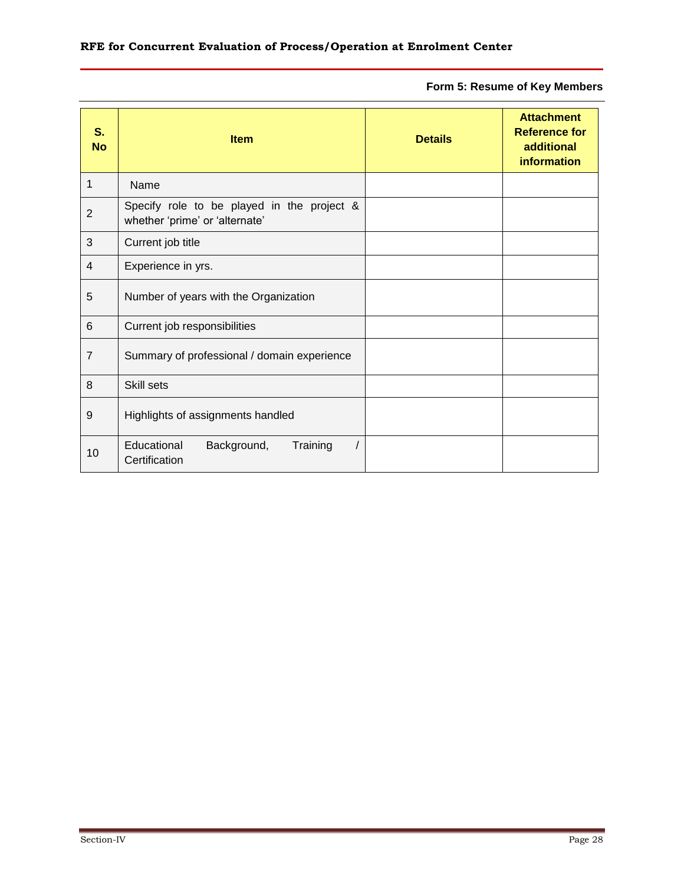**Form 5: Resume of Key Members**

| S. No | Item | Details | Attachment Reference for additional information |
|---|---|---|---|
| 1 | Name | | |
| 2 | Specify role to be played in the project & whether 'prime' or 'alternate' | | |
| 3 | Current job title | | |
| 4 | Experience in yrs. | | |
| 5 | Number of years with the Organization | | |
| 6 | Current job responsibilities | | |
| 7 | Summary of professional / domain experience | | |
| 8 | Skill sets | | |
| 9 | Highlights of assignments handled | | |
| 10 | Educational Background, Training / Certification | | |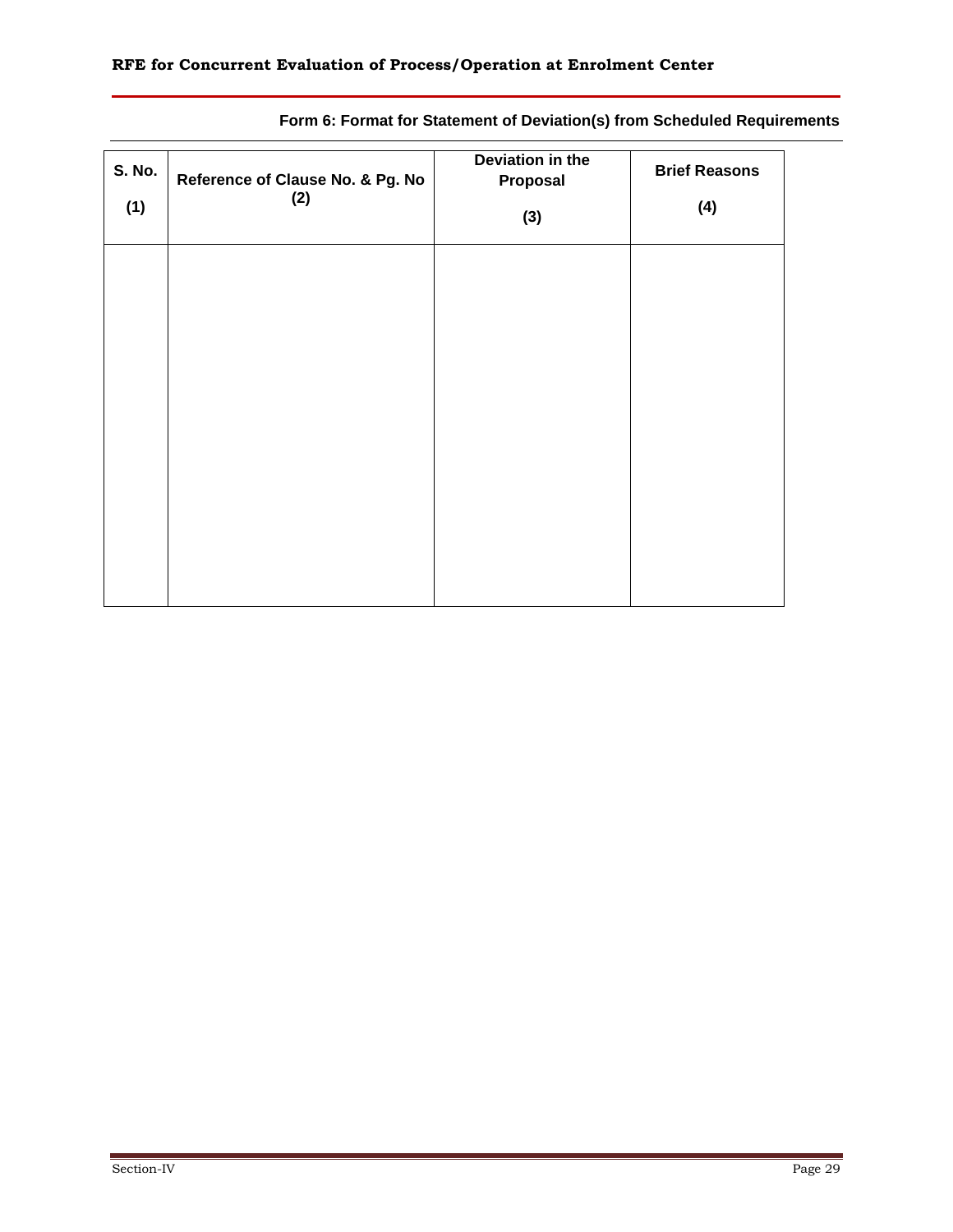**Form 6: Format for Statement of Deviation(s) from Scheduled Requirements**

| S. No. (1) | Reference of Clause No. & Pg. No (2) | Deviation in the Proposal (3) | Brief Reasons (4) |
|---|---|---|---|
| | | | |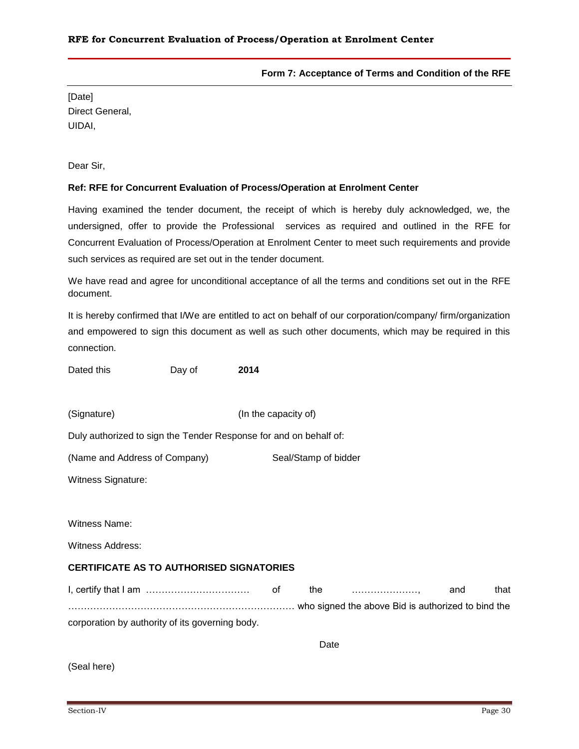**Form 7: Acceptance of Terms and Condition of the RFE**

[Date]
Direct General,
UIDAI,

Dear Sir,

**Ref: RFE for Concurrent Evaluation of Process/Operation at Enrolment Center**

Having examined the tender document, the receipt of which is hereby duly acknowledged, we, the undersigned, offer to provide the Professional services as required and outlined in the RFE for Concurrent Evaluation of Process/Operation at Enrolment Center to meet such requirements and provide such services as required are set out in the tender document.

We have read and agree for unconditional acceptance of all the terms and conditions set out in the RFE document.

It is hereby confirmed that I/We are entitled to act on behalf of our corporation/company/ firm/organization and empowered to sign this document as well as such other documents, which may be required in this connection.

Dated this Day of **2014**

(Signature) (In the capacity of)

Duly authorized to sign the Tender Response for and on behalf of:

(Name and Address of Company) Seal/Stamp of bidder

Witness Signature:

Witness Name:

Witness Address:

**CERTIFICATE AS TO AUTHORISED SIGNATORIES**

I, certify that I am …………………………… of the …………………, and that ……………………………………………………………… who signed the above Bid is authorized to bind the corporation by authority of its governing body.

Date

(Seal here)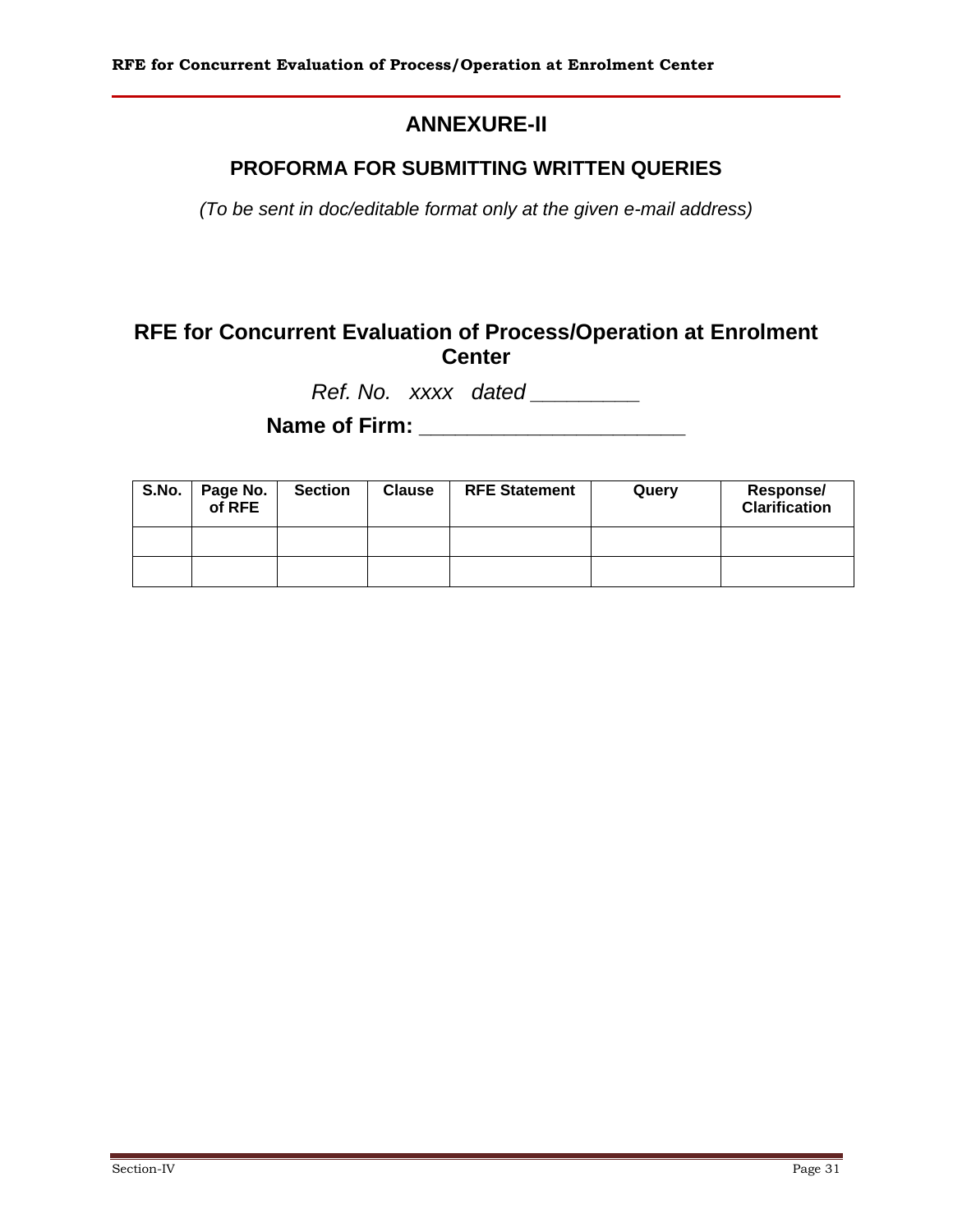# ANNEXURE-II

## PROFORMA FOR SUBMITTING WRITTEN QUERIES

*(To be sent in doc/editable format only at the given e-mail address)*

## RFE for Concurrent Evaluation of Process/Operation at Enrolment Center

*Ref. No. xxxx dated _________*

**Name of Firm: ______________________**

| S.No. | Page No. of RFE | Section | Clause | RFE Statement | Query | Response/ Clarification |
|---|---|---|---|---|---|---|
| | | | | | | |
| | | | | | | |